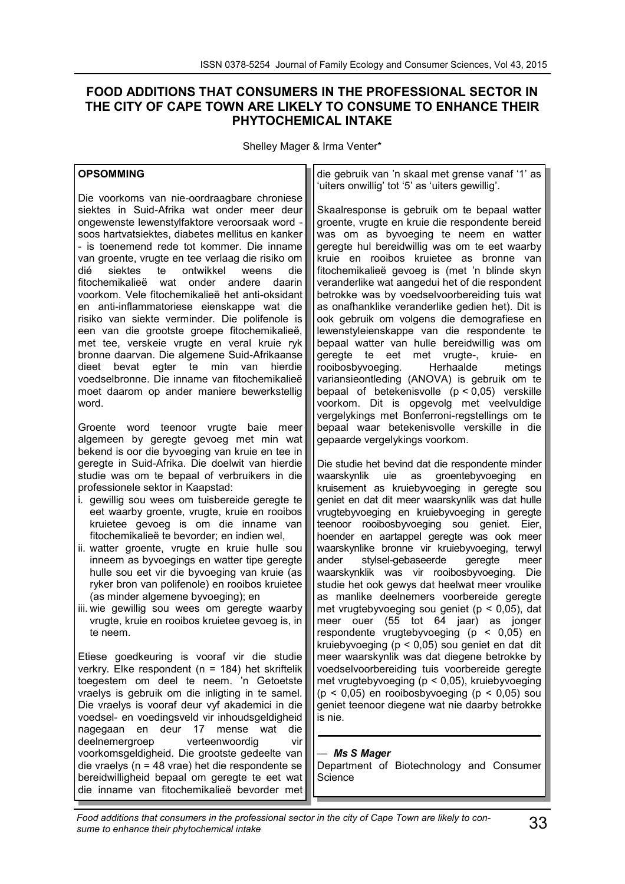# FOOD ADDITIONS THAT CONSUMERS IN THE PROFESSIONAL SECTOR IN THE CITY OF CAPE TOWN ARE LIKELY TO CONSUME TO ENHANCE THEIR PHYTOCHEMICAL INTAKE

Shelley Mager & Irma Venter*

## OPSOMMING

Die voorkoms van nie-oordraagbare chroniese siektes in Suid-Afrika wat onder meer deur ongewenste lewenstylfaktore veroorsaak word - soos hartvatsiektes, diabetes mellitus en kanker - is toenemend rede tot kommer. Die inname van groente, vrugte en tee verlaag die risiko om dié siektes te ontwikkel weens die fitochemikalieë wat onder andere daarin voorkom. Vele fitochemikalieë het anti-oksidant en anti-inflammatoriese eienskappe wat die risiko van siekte verminder. Die polifenole is een van die grootste groepe fitochemikalieë, met tee, verskeie vrugte en veral kruie ryk bronne daarvan. Die algemene Suid-Afrikaanse dieet bevat egter te min van hierdie voedselbronne. Die inname van fitochemikalieë moet daarom op ander maniere bewerkstellig word.

Groente word teenoor vrugte baie meer algemeen by geregte gevoeg met min wat bekend is oor die byvoeging van kruie en tee in geregte in Suid-Afrika. Die doelwit van hierdie studie was om te bepaal of verbruikers in die professionele sektor in Kaapstad:

i. gewillig sou wees om tuisbereide geregte te eet waarby groente, vrugte, kruie en rooibos kruietee gevoeg is om die inname van fitochemikalieë te bevorder; en indien wel,
ii. watter groente, vrugte en kruie hulle sou inneem as byvoegings en watter tipe geregte hulle sou eet vir die byvoeging van kruie (as ryker bron van polifenole) en rooibos kruietee (as minder algemene byvoeging); en
iii. wie gewillig sou wees om geregte waarby vrugte, kruie en rooibos kruietee gevoeg is, in te neem.

Etiese goedkeuring is vooraf vir die studie verkry. Elke respondent (n = 184) het skriftelik toegestem om deel te neem. 'n Getoetste vraelys is gebruik om die inligting in te samel. Die vraelys is vooraf deur vyf akademici in die voedsel- en voedingsveld vir inhoudsgeldigheid nagegaan en deur 17 mense wat die deelnemergroep verteenwoordig vir voorkomsgeldigheid. Die grootste gedeelte van die vraelys (n = 48 vrae) het die respondente se bereidwilligheid bepaal om geregte te eet wat die inname van fitochemikalieë bevorder met die gebruik van 'n skaal met grense vanaf '1' as 'uiters onwillig' tot '5' as 'uiters gewillig'.

Skaalresponse is gebruik om te bepaal watter groente, vrugte en kruie die respondente bereid was om as byvoeging te neem en watter geregte hul bereidwillig was om te eet waarby kruie en rooibos kruietee as bronne van fitochemikalieë gevoeg is (met 'n blinde skyn veranderlike wat aangedui het of die respondent betrokke was by voedselvoorbereiding tuis wat as onafhanklike veranderlike gedien het). Dit is ook gebruik om volgens die demografiese en lewenstyleienskappe van die respondente te bepaal watter van hulle bereidwillig was om geregte te eet met vrugte-, kruie- en rooibosbyvoeging. Herhaalde metings variansieontleding (ANOVA) is gebruik om te bepaal of betekenisvolle ($p < 0,05$) verskille voorkom. Dit is opgevolg met veelvuldige vergelykings met Bonferroni-regstellings om te bepaal waar betekenisvolle verskille in die gepaarde vergelykings voorkom.

Die studie het bevind dat die respondente minder waarskynlik uie as groentebyvoeging en kruisement as kruiebyvoeging in geregte sou geniet en dat dit meer waarskynlik was dat hulle vrugtebyvoeging en kruiebyvoeging in geregte teenoor rooibosbyvoeging sou geniet. Eier, hoender en aartappel geregte was ook meer waarskynlike bronne vir kruiebyvoeging, terwyl ander stysel-gebaseerde geregte meer waarskynklik was vir rooibosbyvoeging. Die studie het ook gewys dat heelwat meer vroulike as manlike deelnemers voorbereide geregte met vrugtebyvoeging sou geniet ($p < 0,05$), dat meer ouer (55 tot 64 jaar) as jonger respondente vrugtebyvoeging ($p < 0,05$) en kruiebyvoeging ($p < 0,05$) sou geniet en dat dit meer waarskynlik was dat diegene betrokke by voedselvoorbereiding tuis voorbereide geregte met vrugtebyvoeging ($p < 0,05$), kruiebyvoeging ($p < 0,05$) en rooibosbyvoeging ($p < 0,05$) sou geniet teenoor diegene wat nie daarby betrokke is nie.

— ***Ms S Mager***
Department of Biotechnology and Consumer Science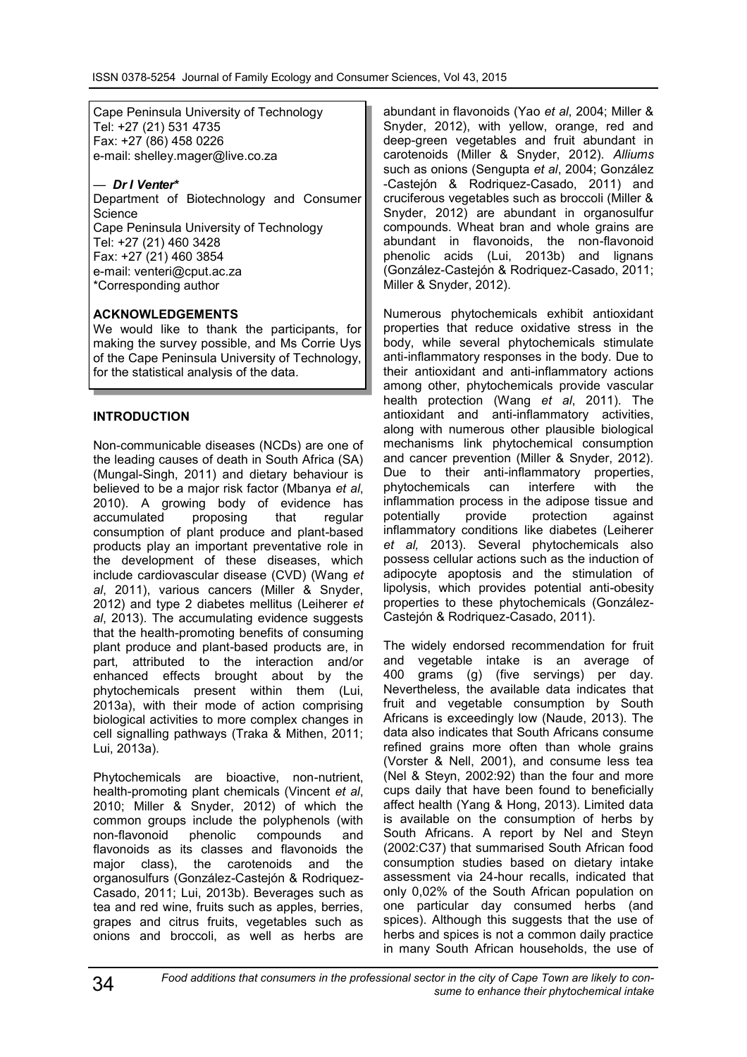Cape Peninsula University of Technology
Tel: +27 (21) 531 4735
Fax: +27 (86) 458 0226
e-mail: shelley.mager@live.co.za

— ***Dr I Venter****
Department of Biotechnology and Consumer Science
Cape Peninsula University of Technology
Tel: +27 (21) 460 3428
Fax: +27 (21) 460 3854
e-mail: venteri@cput.ac.za
*Corresponding author

**ACKNOWLEDGEMENTS**

We would like to thank the participants, for making the survey possible, and Ms Corrie Uys of the Cape Peninsula University of Technology, for the statistical analysis of the data.

## INTRODUCTION

Non-communicable diseases (NCDs) are one of the leading causes of death in South Africa (SA) (Mungal-Singh, 2011) and dietary behaviour is believed to be a major risk factor (Mbanya *et al*, 2010). A growing body of evidence has accumulated proposing that regular consumption of plant produce and plant-based products play an important preventative role in the development of these diseases, which include cardiovascular disease (CVD) (Wang *et al*, 2011), various cancers (Miller & Snyder, 2012) and type 2 diabetes mellitus (Leiherer *et al*, 2013). The accumulating evidence suggests that the health-promoting benefits of consuming plant produce and plant-based products are, in part, attributed to the interaction and/or enhanced effects brought about by the phytochemicals present within them (Lui, 2013a), with their mode of action comprising biological activities to more complex changes in cell signalling pathways (Traka & Mithen, 2011; Lui, 2013a).

Phytochemicals are bioactive, non-nutrient, health-promoting plant chemicals (Vincent *et al*, 2010; Miller & Snyder, 2012) of which the common groups include the polyphenols (with non-flavonoid phenolic compounds and flavonoids as its classes and flavonoids the major class), the carotenoids and the organosulfurs (González-Castejón & Rodriquez-Casado, 2011; Lui, 2013b). Beverages such as tea and red wine, fruits such as apples, berries, grapes and citrus fruits, vegetables such as onions and broccoli, as well as herbs are abundant in flavonoids (Yao *et al*, 2004; Miller & Snyder, 2012), with yellow, orange, red and deep-green vegetables and fruit abundant in carotenoids (Miller & Snyder, 2012). *Alliums* such as onions (Sengupta *et al*, 2004; González -Castejón & Rodriquez-Casado, 2011) and cruciferous vegetables such as broccoli (Miller & Snyder, 2012) are abundant in organosulfur compounds. Wheat bran and whole grains are abundant in flavonoids, the non-flavonoid phenolic acids (Lui, 2013b) and lignans (González-Castejón & Rodriquez-Casado, 2011; Miller & Snyder, 2012).

Numerous phytochemicals exhibit antioxidant properties that reduce oxidative stress in the body, while several phytochemicals stimulate anti-inflammatory responses in the body. Due to their antioxidant and anti-inflammatory actions among other, phytochemicals provide vascular health protection (Wang *et al*, 2011). The antioxidant and anti-inflammatory activities, along with numerous other plausible biological mechanisms link phytochemical consumption and cancer prevention (Miller & Snyder, 2012). Due to their anti-inflammatory properties, phytochemicals can interfere with the inflammation process in the adipose tissue and potentially provide protection against inflammatory conditions like diabetes (Leiherer *et al,* 2013). Several phytochemicals also possess cellular actions such as the induction of adipocyte apoptosis and the stimulation of lipolysis, which provides potential anti-obesity properties to these phytochemicals (González-Castejón & Rodriquez-Casado, 2011).

The widely endorsed recommendation for fruit and vegetable intake is an average of 400 grams (g) (five servings) per day. Nevertheless, the available data indicates that fruit and vegetable consumption by South Africans is exceedingly low (Naude, 2013). The data also indicates that South Africans consume refined grains more often than whole grains (Vorster & Nell, 2001), and consume less tea (Nel & Steyn, 2002:92) than the four and more cups daily that have been found to beneficially affect health (Yang & Hong, 2013). Limited data is available on the consumption of herbs by South Africans. A report by Nel and Steyn (2002:C37) that summarised South African food consumption studies based on dietary intake assessment via 24-hour recalls, indicated that only 0,02% of the South African population on one particular day consumed herbs (and spices). Although this suggests that the use of herbs and spices is not a common daily practice in many South African households, the use of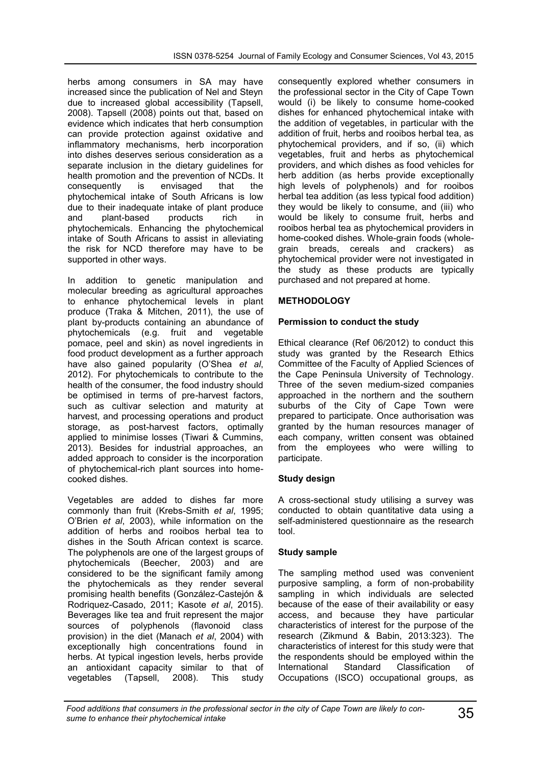herbs among consumers in SA may have increased since the publication of Nel and Steyn due to increased global accessibility (Tapsell, 2008). Tapsell (2008) points out that, based on evidence which indicates that herb consumption can provide protection against oxidative and inflammatory mechanisms, herb incorporation into dishes deserves serious consideration as a separate inclusion in the dietary guidelines for health promotion and the prevention of NCDs. It consequently is envisaged that the phytochemical intake of South Africans is low due to their inadequate intake of plant produce and plant-based products rich in phytochemicals. Enhancing the phytochemical intake of South Africans to assist in alleviating the risk for NCD therefore may have to be supported in other ways.

In addition to genetic manipulation and molecular breeding as agricultural approaches to enhance phytochemical levels in plant produce (Traka & Mitchen, 2011), the use of plant by-products containing an abundance of phytochemicals (e.g. fruit and vegetable pomace, peel and skin) as novel ingredients in food product development as a further approach have also gained popularity (O'Shea *et al*, 2012). For phytochemicals to contribute to the health of the consumer, the food industry should be optimised in terms of pre-harvest factors, such as cultivar selection and maturity at harvest, and processing operations and product storage, as post-harvest factors, optimally applied to minimise losses (Tiwari & Cummins, 2013). Besides for industrial approaches, an added approach to consider is the incorporation of phytochemical-rich plant sources into home-cooked dishes.

Vegetables are added to dishes far more commonly than fruit (Krebs-Smith *et al*, 1995; O'Brien *et al*, 2003), while information on the addition of herbs and rooibos herbal tea to dishes in the South African context is scarce. The polyphenols are one of the largest groups of phytochemicals (Beecher, 2003) and are considered to be the significant family among the phytochemicals as they render several promising health benefits (González-Castejón & Rodriquez-Casado, 2011; Kasote *et al*, 2015). Beverages like tea and fruit represent the major sources of polyphenols (flavonoid class provision) in the diet (Manach *et al*, 2004) with exceptionally high concentrations found in herbs. At typical ingestion levels, herbs provide an antioxidant capacity similar to that of vegetables (Tapsell, 2008). This study consequently explored whether consumers in the professional sector in the City of Cape Town would (i) be likely to consume home-cooked dishes for enhanced phytochemical intake with the addition of vegetables, in particular with the addition of fruit, herbs and rooibos herbal tea, as phytochemical providers, and if so, (ii) which vegetables, fruit and herbs as phytochemical providers, and which dishes as food vehicles for herb addition (as herbs provide exceptionally high levels of polyphenols) and for rooibos herbal tea addition (as less typical food addition) they would be likely to consume, and (iii) who would be likely to consume fruit, herbs and rooibos herbal tea as phytochemical providers in home-cooked dishes. Whole-grain foods (whole-grain breads, cereals and crackers) as phytochemical provider were not investigated in the study as these products are typically purchased and not prepared at home.

## METHODOLOGY

### Permission to conduct the study

Ethical clearance (Ref 06/2012) to conduct this study was granted by the Research Ethics Committee of the Faculty of Applied Sciences of the Cape Peninsula University of Technology. Three of the seven medium-sized companies approached in the northern and the southern suburbs of the City of Cape Town were prepared to participate. Once authorisation was granted by the human resources manager of each company, written consent was obtained from the employees who were willing to participate.

### Study design

A cross-sectional study utilising a survey was conducted to obtain quantitative data using a self-administered questionnaire as the research tool.

### Study sample

The sampling method used was convenient purposive sampling, a form of non-probability sampling in which individuals are selected because of the ease of their availability or easy access, and because they have particular characteristics of interest for the purpose of the research (Zikmund & Babin, 2013:323). The characteristics of interest for this study were that the respondents should be employed within the International Standard Classification of Occupations (ISCO) occupational groups, as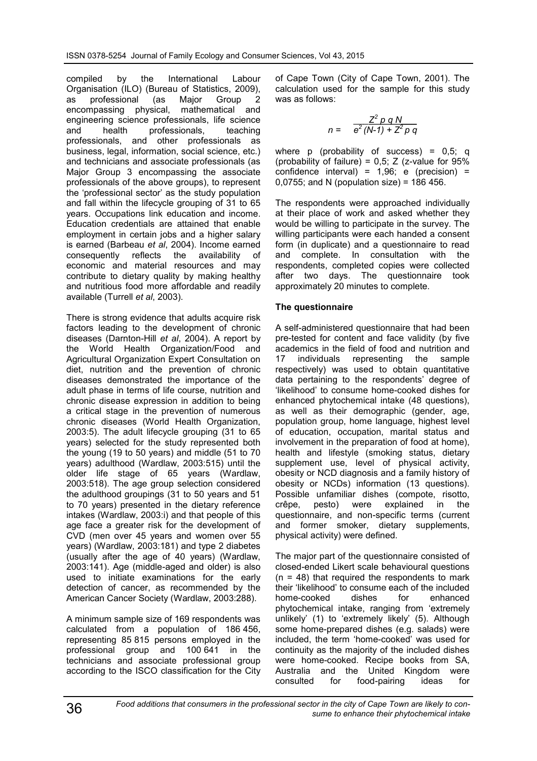compiled by the International Labour Organisation (ILO) (Bureau of Statistics, 2009), as professional (as Major Group 2 encompassing physical, mathematical and engineering science professionals, life science and health professionals, teaching professionals, and other professionals as business, legal, information, social science, etc.) and technicians and associate professionals (as Major Group 3 encompassing the associate professionals of the above groups), to represent the 'professional sector' as the study population and fall within the lifecycle grouping of 31 to 65 years. Occupations link education and income. Education credentials are attained that enable employment in certain jobs and a higher salary is earned (Barbeau *et al*, 2004). Income earned consequently reflects the availability of economic and material resources and may contribute to dietary quality by making healthy and nutritious food more affordable and readily available (Turrell *et al*, 2003).

There is strong evidence that adults acquire risk factors leading to the development of chronic diseases (Darnton-Hill *et al*, 2004). A report by the World Health Organization/Food and Agricultural Organization Expert Consultation on diet, nutrition and the prevention of chronic diseases demonstrated the importance of the adult phase in terms of life course, nutrition and chronic disease expression in addition to being a critical stage in the prevention of numerous chronic diseases (World Health Organization, 2003:5). The adult lifecycle grouping (31 to 65 years) selected for the study represented both the young (19 to 50 years) and middle (51 to 70 years) adulthood (Wardlaw, 2003:515) until the older life stage of 65 years (Wardlaw, 2003:518). The age group selection considered the adulthood groupings (31 to 50 years and 51 to 70 years) presented in the dietary reference intakes (Wardlaw, 2003:i) and that people of this age face a greater risk for the development of CVD (men over 45 years and women over 55 years) (Wardlaw, 2003:181) and type 2 diabetes (usually after the age of 40 years) (Wardlaw, 2003:141). Age (middle-aged and older) is also used to initiate examinations for the early detection of cancer, as recommended by the American Cancer Society (Wardlaw, 2003:288).

A minimum sample size of 169 respondents was calculated from a population of 186 456, representing 85 815 persons employed in the professional group and 100 641 in the technicians and associate professional group according to the ISCO classification for the City of Cape Town (City of Cape Town, 2001). The calculation used for the sample for this study was as follows:

$$n = \frac{Z^2\, p\, q\, N}{e^2\,(N-1) + Z^2\, p\, q}$$

where p (probability of success) = 0,5; q (probability of failure) = 0,5; Z (z-value for 95% confidence interval) = 1,96; e (precision) = 0,0755; and N (population size) = 186 456.

The respondents were approached individually at their place of work and asked whether they would be willing to participate in the survey. The willing participants were each handed a consent form (in duplicate) and a questionnaire to read and complete. In consultation with the respondents, completed copies were collected after two days. The questionnaire took approximately 20 minutes to complete.

**The questionnaire**

A self-administered questionnaire that had been pre-tested for content and face validity (by five academics in the field of food and nutrition and 17 individuals representing the sample respectively) was used to obtain quantitative data pertaining to the respondents' degree of 'likelihood' to consume home-cooked dishes for enhanced phytochemical intake (48 questions), as well as their demographic (gender, age, population group, home language, highest level of education, occupation, marital status and involvement in the preparation of food at home), health and lifestyle (smoking status, dietary supplement use, level of physical activity, obesity or NCD diagnosis and a family history of obesity or NCDs) information (13 questions). Possible unfamiliar dishes (compote, risotto, crêpe, pesto) were explained in the questionnaire, and non-specific terms (current and former smoker, dietary supplements, physical activity) were defined.

The major part of the questionnaire consisted of closed-ended Likert scale behavioural questions (n = 48) that required the respondents to mark their 'likelihood' to consume each of the included home-cooked dishes for enhanced phytochemical intake, ranging from 'extremely unlikely' (1) to 'extremely likely' (5). Although some home-prepared dishes (e.g. salads) were included, the term 'home-cooked' was used for continuity as the majority of the included dishes were home-cooked. Recipe books from SA, Australia and the United Kingdom were consulted for food-pairing ideas for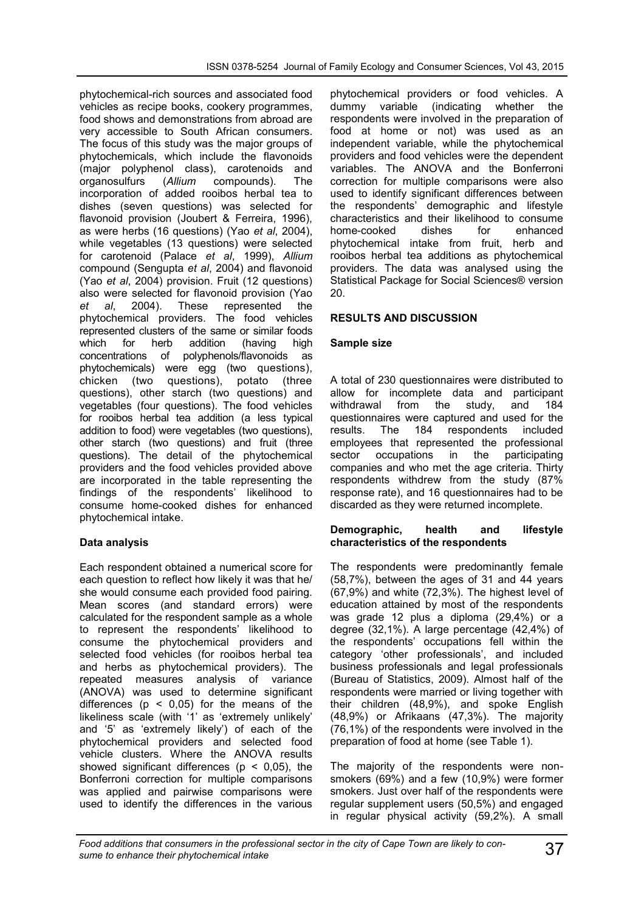phytochemical-rich sources and associated food vehicles as recipe books, cookery programmes, food shows and demonstrations from abroad are very accessible to South African consumers. The focus of this study was the major groups of phytochemicals, which include the flavonoids (major polyphenol class), carotenoids and organosulfurs (*Allium* compounds). The incorporation of added rooibos herbal tea to dishes (seven questions) was selected for flavonoid provision (Joubert & Ferreira, 1996), as were herbs (16 questions) (Yao *et al*, 2004), while vegetables (13 questions) were selected for carotenoid (Palace *et al*, 1999), *Allium* compound (Sengupta *et al*, 2004) and flavonoid (Yao *et al*, 2004) provision. Fruit (12 questions) also were selected for flavonoid provision (Yao *et al*, 2004). These represented the phytochemical providers. The food vehicles represented clusters of the same or similar foods which for herb addition (having high concentrations of polyphenols/flavonoids as phytochemicals) were egg (two questions), chicken (two questions), potato (three questions), other starch (two questions) and vegetables (four questions). The food vehicles for rooibos herbal tea addition (a less typical addition to food) were vegetables (two questions), other starch (two questions) and fruit (three questions). The detail of the phytochemical providers and the food vehicles provided above are incorporated in the table representing the findings of the respondents' likelihood to consume home-cooked dishes for enhanced phytochemical intake.

### Data analysis

Each respondent obtained a numerical score for each question to reflect how likely it was that he/ she would consume each provided food pairing. Mean scores (and standard errors) were calculated for the respondent sample as a whole to represent the respondents' likelihood to consume the phytochemical providers and selected food vehicles (for rooibos herbal tea and herbs as phytochemical providers). The repeated measures analysis of variance (ANOVA) was used to determine significant differences ($p < 0{,}05$) for the means of the likeliness scale (with '1' as 'extremely unlikely' and '5' as 'extremely likely') of each of the phytochemical providers and selected food vehicle clusters. Where the ANOVA results showed significant differences ($p < 0{,}05$), the Bonferroni correction for multiple comparisons was applied and pairwise comparisons were used to identify the differences in the various phytochemical providers or food vehicles. A dummy variable (indicating whether the respondents were involved in the preparation of food at home or not) was used as an independent variable, while the phytochemical providers and food vehicles were the dependent variables. The ANOVA and the Bonferroni correction for multiple comparisons were also used to identify significant differences between the respondents' demographic and lifestyle characteristics and their likelihood to consume home-cooked dishes for enhanced phytochemical intake from fruit, herb and rooibos herbal tea additions as phytochemical providers. The data was analysed using the Statistical Package for Social Sciences® version 20.

## RESULTS AND DISCUSSION

### Sample size

A total of 230 questionnaires were distributed to allow for incomplete data and participant withdrawal from the study, and 184 questionnaires were captured and used for the results. The 184 respondents included employees that represented the professional sector occupations in the participating companies and who met the age criteria. Thirty respondents withdrew from the study (87% response rate), and 16 questionnaires had to be discarded as they were returned incomplete.

### Demographic, health and lifestyle characteristics of the respondents

The respondents were predominantly female (58,7%), between the ages of 31 and 44 years (67,9%) and white (72,3%). The highest level of education attained by most of the respondents was grade 12 plus a diploma (29,4%) or a degree (32,1%). A large percentage (42,4%) of the respondents' occupations fell within the category 'other professionals', and included business professionals and legal professionals (Bureau of Statistics, 2009). Almost half of the respondents were married or living together with their children (48,9%), and spoke English (48,9%) or Afrikaans (47,3%). The majority (76,1%) of the respondents were involved in the preparation of food at home (see Table 1).

The majority of the respondents were non-smokers (69%) and a few (10,9%) were former smokers. Just over half of the respondents were regular supplement users (50,5%) and engaged in regular physical activity (59,2%). A small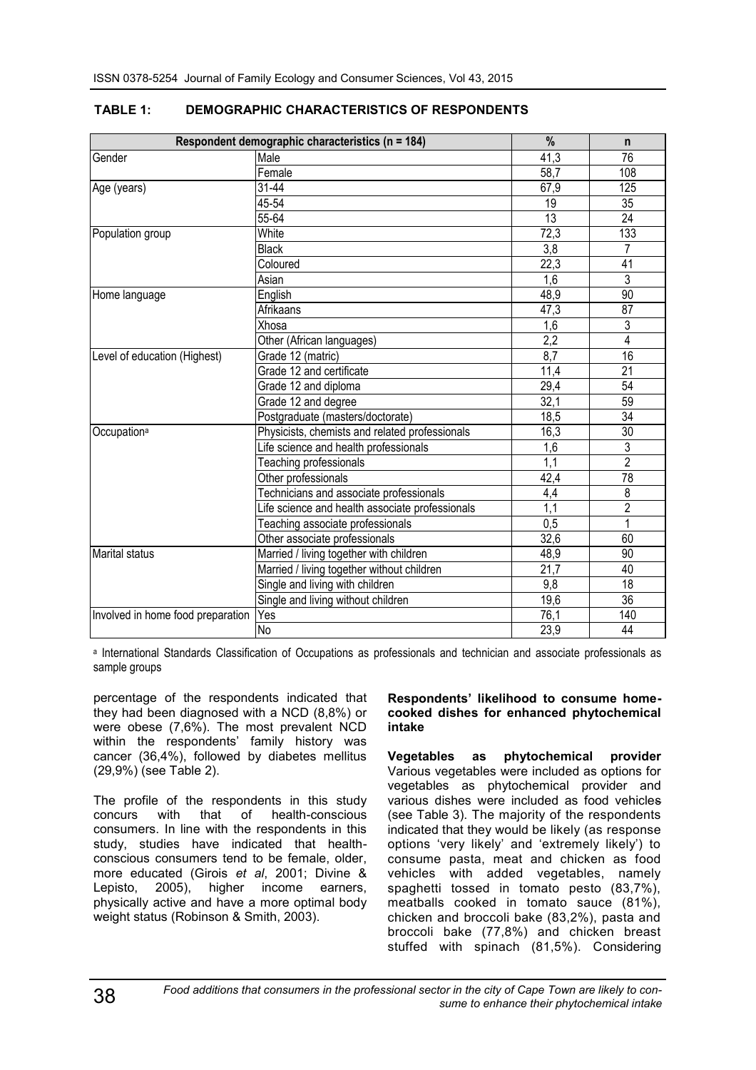**TABLE 1: DEMOGRAPHIC CHARACTERISTICS OF RESPONDENTS**

| Respondent demographic characteristics (n = 184) | | % | n |
|---|---|---|---|
| Gender | Male | 41,3 | 76 |
| | Female | 58,7 | 108 |
| Age (years) | 31-44 | 67,9 | 125 |
| | 45-54 | 19 | 35 |
| | 55-64 | 13 | 24 |
| Population group | White | 72,3 | 133 |
| | Black | 3,8 | 7 |
| | Coloured | 22,3 | 41 |
| | Asian | 1,6 | 3 |
| Home language | English | 48,9 | 90 |
| | Afrikaans | 47,3 | 87 |
| | Xhosa | 1,6 | 3 |
| | Other (African languages) | 2,2 | 4 |
| Level of education (Highest) | Grade 12 (matric) | 8,7 | 16 |
| | Grade 12 and certificate | 11,4 | 21 |
| | Grade 12 and diploma | 29,4 | 54 |
| | Grade 12 and degree | 32,1 | 59 |
| | Postgraduate (masters/doctorate) | 18,5 | 34 |
| Occupation[a] | Physicists, chemists and related professionals | 16,3 | 30 |
| | Life science and health professionals | 1,6 | 3 |
| | Teaching professionals | 1,1 | 2 |
| | Other professionals | 42,4 | 78 |
| | Technicians and associate professionals | 4,4 | 8 |
| | Life science and health associate professionals | 1,1 | 2 |
| | Teaching associate professionals | 0,5 | 1 |
| | Other associate professionals | 32,6 | 60 |
| Marital status | Married / living together with children | 48,9 | 90 |
| | Married / living together without children | 21,7 | 40 |
| | Single and living with children | 9,8 | 18 |
| | Single and living without children | 19,6 | 36 |
| Involved in home food preparation | Yes | 76,1 | 140 |
| | No | 23,9 | 44 |

[a] International Standards Classification of Occupations as professionals and technician and associate professionals as sample groups

percentage of the respondents indicated that they had been diagnosed with a NCD (8,8%) or were obese (7,6%). The most prevalent NCD within the respondents' family history was cancer (36,4%), followed by diabetes mellitus (29,9%) (see Table 2).

The profile of the respondents in this study concurs with that of health-conscious consumers. In line with the respondents in this study, studies have indicated that health-conscious consumers tend to be female, older, more educated (Girois *et al*, 2001; Divine & Lepisto, 2005), higher income earners, physically active and have a more optimal body weight status (Robinson & Smith, 2003).

**Respondents' likelihood to consume home-cooked dishes for enhanced phytochemical intake**

**Vegetables as phytochemical provider** Various vegetables were included as options for vegetables as phytochemical provider and various dishes were included as food vehicles (see Table 3). The majority of the respondents indicated that they would be likely (as response options 'very likely' and 'extremely likely') to consume pasta, meat and chicken as food vehicles with added vegetables, namely spaghetti tossed in tomato pesto (83,7%), meatballs cooked in tomato sauce (81%), chicken and broccoli bake (83,2%), pasta and broccoli bake (77,8%) and chicken breast stuffed with spinach (81,5%). Considering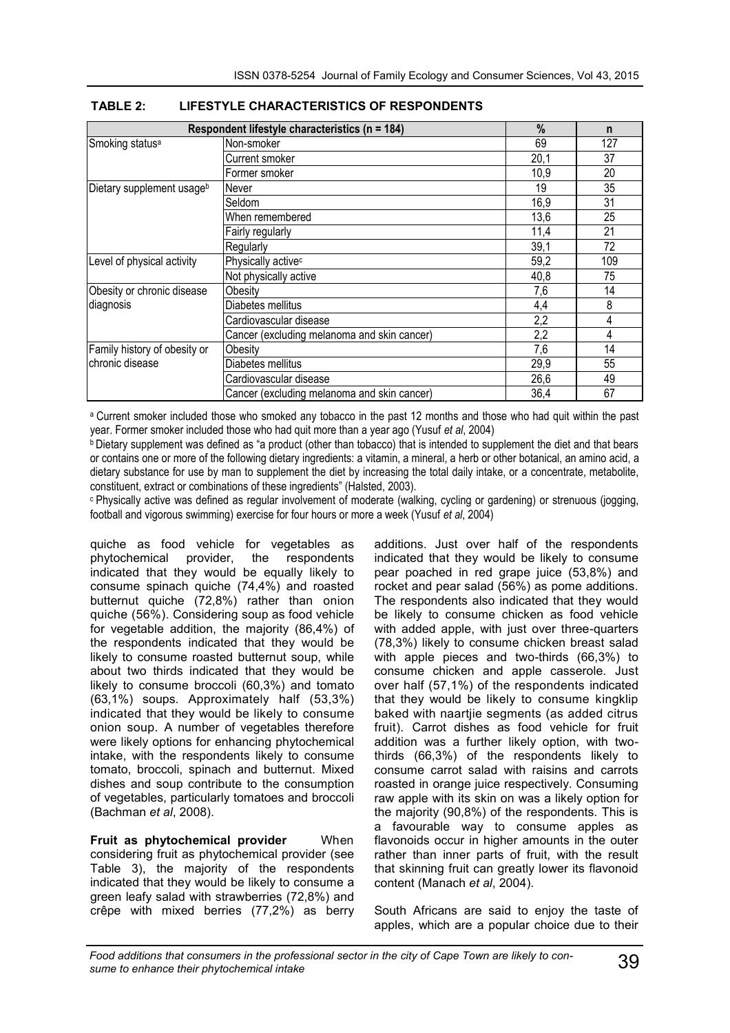**TABLE 2: LIFESTYLE CHARACTERISTICS OF RESPONDENTS**

| Respondent lifestyle characteristics (n = 184) | | % | n |
|---|---|---|---|
| Smoking status[a] | Non-smoker | 69 | 127 |
| | Current smoker | 20,1 | 37 |
| | Former smoker | 10,9 | 20 |
| Dietary supplement usage[b] | Never | 19 | 35 |
| | Seldom | 16,9 | 31 |
| | When remembered | 13,6 | 25 |
| | Fairly regularly | 11,4 | 21 |
| | Regularly | 39,1 | 72 |
| Level of physical activity | Physically active[c] | 59,2 | 109 |
| | Not physically active | 40,8 | 75 |
| Obesity or chronic disease diagnosis | Obesity | 7,6 | 14 |
| | Diabetes mellitus | 4,4 | 8 |
| | Cardiovascular disease | 2,2 | 4 |
| | Cancer (excluding melanoma and skin cancer) | 2,2 | 4 |
| Family history of obesity or chronic disease | Obesity | 7,6 | 14 |
| | Diabetes mellitus | 29,9 | 55 |
| | Cardiovascular disease | 26,6 | 49 |
| | Cancer (excluding melanoma and skin cancer) | 36,4 | 67 |

[a] Current smoker included those who smoked any tobacco in the past 12 months and those who had quit within the past year. Former smoker included those who had quit more than a year ago (Yusuf *et al*, 2004)

[b] Dietary supplement was defined as "a product (other than tobacco) that is intended to supplement the diet and that bears or contains one or more of the following dietary ingredients: a vitamin, a mineral, a herb or other botanical, an amino acid, a dietary substance for use by man to supplement the diet by increasing the total daily intake, or a concentrate, metabolite, constituent, extract or combinations of these ingredients" (Halsted, 2003).

[c] Physically active was defined as regular involvement of moderate (walking, cycling or gardening) or strenuous (jogging, football and vigorous swimming) exercise for four hours or more a week (Yusuf *et al*, 2004)

quiche as food vehicle for vegetables as phytochemical provider, the respondents indicated that they would be equally likely to consume spinach quiche (74,4%) and roasted butternut quiche (72,8%) rather than onion quiche (56%). Considering soup as food vehicle for vegetable addition, the majority (86,4%) of the respondents indicated that they would be likely to consume roasted butternut soup, while about two thirds indicated that they would be likely to consume broccoli (60,3%) and tomato (63,1%) soups. Approximately half (53,3%) indicated that they would be likely to consume onion soup. A number of vegetables therefore were likely options for enhancing phytochemical intake, with the respondents likely to consume tomato, broccoli, spinach and butternut. Mixed dishes and soup contribute to the consumption of vegetables, particularly tomatoes and broccoli (Bachman *et al*, 2008).

**Fruit as phytochemical provider** When considering fruit as phytochemical provider (see Table 3), the majority of the respondents indicated that they would be likely to consume a green leafy salad with strawberries (72,8%) and crêpe with mixed berries (77,2%) as berry additions. Just over half of the respondents indicated that they would be likely to consume pear poached in red grape juice (53,8%) and rocket and pear salad (56%) as pome additions. The respondents also indicated that they would be likely to consume chicken as food vehicle with added apple, with just over three-quarters (78,3%) likely to consume chicken breast salad with apple pieces and two-thirds (66,3%) to consume chicken and apple casserole. Just over half (57,1%) of the respondents indicated that they would be likely to consume kingklip baked with naartjie segments (as added citrus fruit). Carrot dishes as food vehicle for fruit addition was a further likely option, with two-thirds (66,3%) of the respondents likely to consume carrot salad with raisins and carrots roasted in orange juice respectively. Consuming raw apple with its skin on was a likely option for the majority (90,8%) of the respondents. This is a favourable way to consume apples as flavonoids occur in higher amounts in the outer rather than inner parts of fruit, with the result that skinning fruit can greatly lower its flavonoid content (Manach *et al*, 2004).

South Africans are said to enjoy the taste of apples, which are a popular choice due to their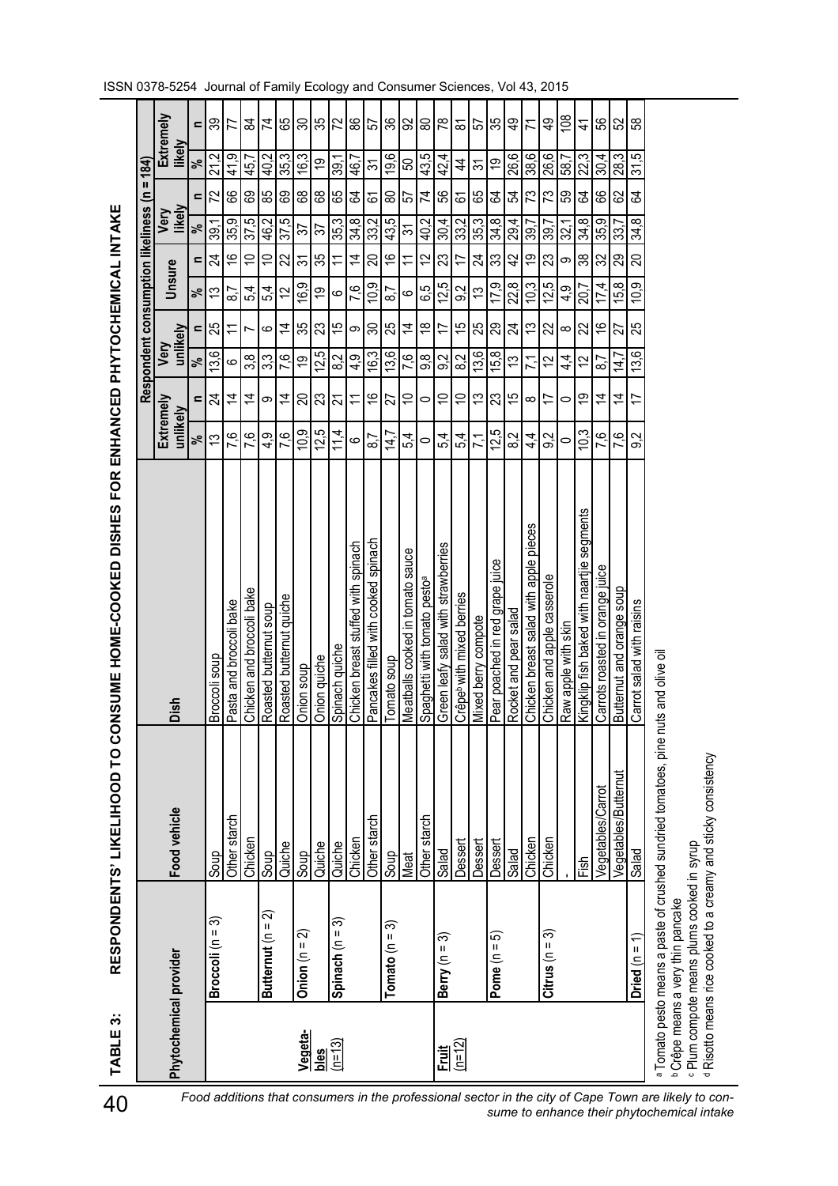**TABLE 3: RESPONDENTS' LIKELIHOOD TO CONSUME HOME-COOKED DISHES FOR ENHANCED PHYTOCHEMICAL INTAKE**

| Phytochemical provider | | Food vehicle | Dish | Respondent consumption likeliness (n = 184) | | | | | | | | | |
|---|---|---|---|---|---|---|---|---|---|---|---|---|---|
| | | | | Extremely unlikely | | Very unlikely | | Unsure | | Very likely | | Extremely likely | |
| | | | | % | n | % | n | % | n | % | n | % | n |
| Vegetables (n=13) | Broccoli (n = 3) | Soup | Broccoli soup | 13 | 24 | 13,6 | 25 | 13 | 24 | 39,1 | 72 | 21,2 | 39 |
| | | Other starch | Pasta and broccoli bake | 7,6 | 14 | 6 | 11 | 8,7 | 16 | 35,9 | 66 | 41,9 | 77 |
| | | Chicken | Chicken and broccoli bake | 7,6 | 14 | 3,8 | 7 | 5,4 | 10 | 37,5 | 69 | 45,7 | 84 |
| | Butternut (n = 2) | Soup | Roasted butternut soup | 4,9 | 9 | 3,3 | 6 | 5,4 | 10 | 46,2 | 85 | 40,2 | 74 |
| | | Quiche | Roasted butternut quiche | 7,6 | 14 | 7,6 | 14 | 12 | 22 | 37,5 | 69 | 35,3 | 65 |
| | Onion (n = 2) | Soup | Onion soup | 10,9 | 20 | 19 | 35 | 16,9 | 31 | 37 | 68 | 16,3 | 30 |
| | | Quiche | Onion quiche | 12,5 | 23 | 12,5 | 23 | 19 | 35 | 37 | 68 | 19 | 35 |
| | Spinach (n = 3) | Quiche | Spinach quiche | 11,4 | 21 | 8,2 | 15 | 6 | 11 | 35,3 | 65 | 39,1 | 72 |
| | | Chicken | Chicken breast stuffed with spinach | 6 | 11 | 4,9 | 9 | 7,6 | 14 | 34,8 | 64 | 46,7 | 86 |
| | | Other starch | Pancakes filled with cooked spinach | 8,7 | 16 | 16,3 | 30 | 10,9 | 20 | 33,2 | 61 | 31 | 57 |
| | Tomato (n = 3) | Soup | Tomato soup | 14,7 | 27 | 13,6 | 25 | 8,7 | 16 | 43,5 | 80 | 19,6 | 36 |
| | | Meat | Meatballs cooked in tomato sauce | 5,4 | 10 | 7,6 | 14 | 6 | 11 | 31 | 57 | 50 | 92 |
| | | Other starch | Spaghetti with tomato pesto[a] | 0 | 0 | 9,8 | 18 | 6,5 | 12 | 40,2 | 74 | 43,5 | 80 |
| Fruit (n=12) | Berry (n = 3) | Salad | Green leafy salad with strawberries | 5,4 | 10 | 9,2 | 17 | 12,5 | 23 | 30,4 | 56 | 42,4 | 78 |
| | | Dessert | Crêpe[b] with mixed berries | 5,4 | 10 | 8,2 | 15 | 9,2 | 17 | 33,2 | 61 | 44 | 81 |
| | | Dessert | Mixed berry compote | 7,1 | 13 | 13,6 | 25 | 13 | 24 | 35,3 | 65 | 31 | 57 |
| | Pome (n = 5) | Dessert | Pear poached in red grape juice | 12,5 | 23 | 15,8 | 29 | 17,9 | 33 | 34,8 | 64 | 19 | 35 |
| | | Salad | Rocket and pear salad | 8,2 | 15 | 13 | 24 | 22,8 | 42 | 29,4 | 54 | 26,6 | 49 |
| | | Chicken | Chicken breast salad with apple pieces | 4,4 | 8 | 7,1 | 13 | 10,3 | 19 | 39,7 | 73 | 38,6 | 71 |
| | | Chicken | Chicken and apple casserole | 9,2 | 17 | 12 | 22 | 12,5 | 23 | 39,7 | 73 | 26,6 | 49 |
| | | - | Raw apple with skin | 0 | 0 | 4,4 | 8 | 4,9 | 9 | 32,1 | 59 | 58,7 | 108 |
| | Citrus (n = 3) | Fish | Kingklip fish baked with naartjie segments | 10,3 | 19 | 12 | 22 | 20,7 | 38 | 34,8 | 64 | 22,3 | 41 |
| | | Vegetables/Carrot | Carrots roasted in orange juice | 7,6 | 14 | 8,7 | 16 | 17,4 | 32 | 35,9 | 66 | 30,4 | 56 |
| | | Vegetables/Butternut | Butternut and orange soup | 7,6 | 14 | 14,7 | 27 | 15,8 | 29 | 33,7 | 62 | 28,3 | 52 |
| | Dried (n = 1) | Salad | Carrot salad with raisins | 9,2 | 17 | 13,6 | 25 | 10,9 | 20 | 34,8 | 64 | 31,5 | 58 |

[a] Tomato pesto means a paste of crushed sundried tomatoes, pine nuts and olive oil
[b] Crêpe means a very thin pancake
[c] Plum compote means plums cooked in syrup
[d] Risotto means rice cooked to a creamy and sticky consistency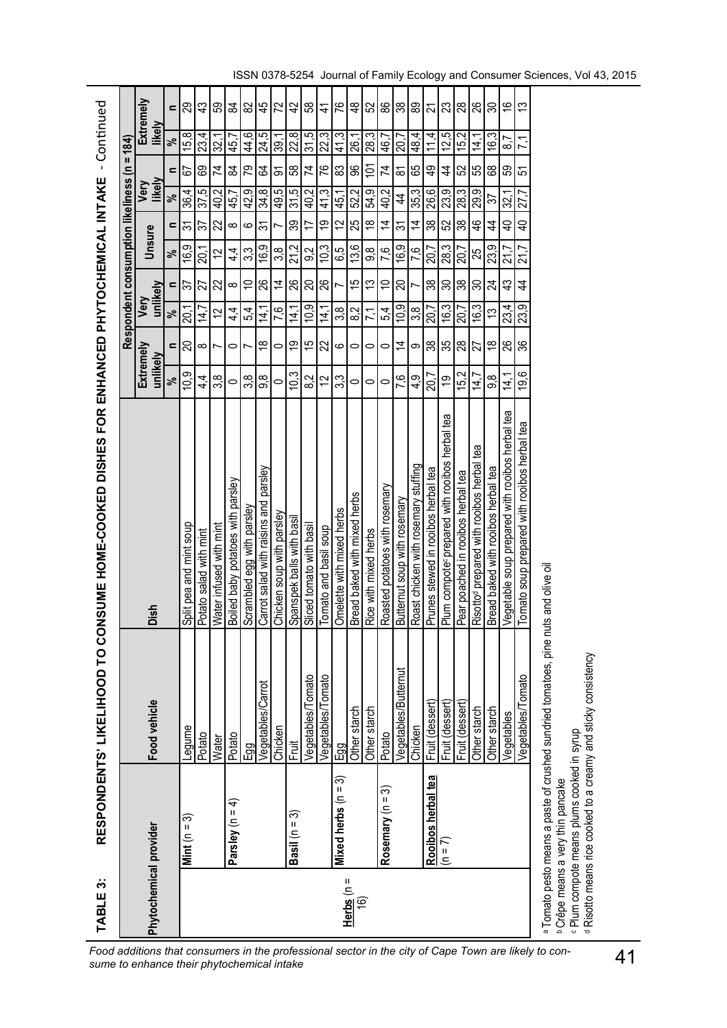**TABLE 3: RESPONDENTS' LIKELIHOOD TO CONSUME HOME-COOKED DISHES FOR ENHANCED PHYTOCHEMICAL INTAKE** - Continued

| Phytochemical provider | | Food vehicle | Dish | Respondent consumption likeliness (n = 184) | | | | | | | | | |
|---|---|---|---|---|---|---|---|---|---|---|---|---|---|
| | | | | Extremely unlikely | | Very unlikely | | Unsure | | Very likely | | Extremely likely | |
| | | | | % | n | % | n | % | n | % | n | % | n |
| | **Mint** (n = 3) | Legume | Split pea and mint soup | 10,9 | 20 | 20,1 | 37 | 16,9 | 31 | 36,4 | 67 | 15,8 | 29 |
| | | Potato | Potato salad with mint | 4,4 | 8 | 14,7 | 27 | 20,1 | 37 | 37,5 | 69 | 23,4 | 43 |
| | | Water | Water infused with mint | 3,8 | 7 | 12 | 22 | 12 | 22 | 40,2 | 74 | 32,1 | 59 |
| | **Parsley** (n = 4) | Potato | Boiled baby potatoes with parsley | 0 | 0 | 4,4 | 8 | 4,4 | 8 | 45,7 | 84 | 45,7 | 84 |
| | | Egg | Scrambled egg with parsley | 3,8 | 7 | 5,4 | 10 | 3,3 | 6 | 42,9 | 79 | 44,6 | 82 |
| | | Vegetables/Carrot | Carrot salad with raisins and parsley | 9,8 | 18 | 14,1 | 26 | 16,9 | 31 | 34,8 | 64 | 24,5 | 45 |
| | | Chicken | Chicken soup with parsley | 0 | 0 | 7,6 | 14 | 3,8 | 7 | 49,5 | 91 | 39,1 | 72 |
| | **Basil** (n = 3) | Fruit | Spanspek balls with basil | 10,3 | 19 | 14,1 | 26 | 21,2 | 39 | 31,5 | 58 | 22,8 | 42 |
| | | Vegetables/Tomato | Sliced tomato with basil | 8,2 | 15 | 10,9 | 20 | 9,2 | 17 | 40,2 | 74 | 31,5 | 58 |
| | | Vegetables/Tomato | Tomato and basil soup | 12 | 22 | 14,1 | 26 | 10,3 | 19 | 41,3 | 76 | 22,3 | 41 |
| **Herbs** (n = 16) | **Mixed herbs** (n = 3) | Egg | Omelette with mixed herbs | 3,3 | 6 | 3,8 | 7 | 6,5 | 12 | 45,1 | 83 | 41,3 | 76 |
| | | Other starch | Bread baked with mixed herbs | 0 | 0 | 8,2 | 15 | 13,6 | 25 | 52,2 | 96 | 26,1 | 48 |
| | | Other starch | Rice with mixed herbs | 0 | 0 | 7,1 | 13 | 9,8 | 18 | 54,9 | 101 | 28,3 | 52 |
| | **Rosemary** (n = 3) | Potato | Roasted potatoes with rosemary | 0 | 0 | 5,4 | 10 | 7,6 | 14 | 40,2 | 74 | 46,7 | 86 |
| | | Vegetables/Butternut | Butternut soup with rosemary | 7,6 | 14 | 10,9 | 20 | 16,9 | 31 | 44 | 81 | 20,7 | 38 |
| | | Chicken | Roast chicken with rosemary stuffing | 4,9 | 9 | 3,8 | 7 | 7,6 | 14 | 35,3 | 65 | 48,4 | 89 |
| | **Rooibos herbal tea** (n = 7) | Fruit (dessert) | Prunes stewed in rooibos herbal tea | 20,7 | 38 | 20,7 | 38 | 20,7 | 38 | 26,6 | 49 | 11,4 | 21 |
| | | Fruit (dessert) | Plum compote[c] prepared with rooibos herbal tea | 19 | 35 | 16,3 | 30 | 28,3 | 52 | 23,9 | 44 | 12,5 | 23 |
| | | Fruit (dessert) | Pear poached in rooibos herbal tea | 15,2 | 28 | 20,7 | 38 | 20,7 | 38 | 28,3 | 52 | 15,2 | 28 |
| | | Other starch | Risotto[d] prepared with rooibos herbal tea | 14,7 | 27 | 16,3 | 30 | 25 | 46 | 29,9 | 55 | 14,1 | 26 |
| | | Other starch | Bread baked with rooibos herbal tea | 9,8 | 18 | 13 | 24 | 23,9 | 44 | 37 | 68 | 16,3 | 30 |
| | | Vegetables | Vegetable soup prepared with rooibos herbal tea | 14,1 | 26 | 23,4 | 43 | 21,7 | 40 | 32,1 | 59 | 8,7 | 16 |
| | | Vegetables/Tomato | Tomato soup prepared with rooibos herbal tea | 19,6 | 36 | 23,9 | 44 | 21,7 | 40 | 27,7 | 51 | 7,1 | 13 |

[a] Tomato pesto means a paste of crushed sundried tomatoes, pine nuts and olive oil
[b] Crêpe means a very thin pancake
[c] Plum compote means plums cooked in syrup
[d] Risotto means rice cooked to a creamy and sticky consistency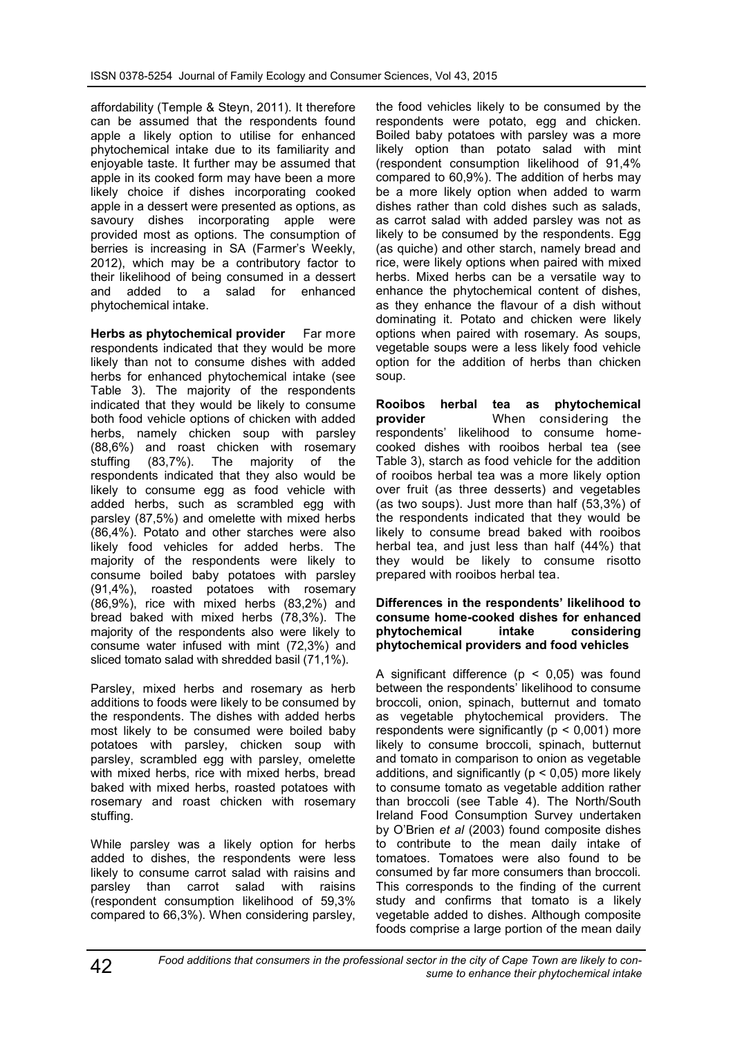affordability (Temple & Steyn, 2011). It therefore can be assumed that the respondents found apple a likely option to utilise for enhanced phytochemical intake due to its familiarity and enjoyable taste. It further may be assumed that apple in its cooked form may have been a more likely choice if dishes incorporating cooked apple in a dessert were presented as options, as savoury dishes incorporating apple were provided most as options. The consumption of berries is increasing in SA (Farmer's Weekly, 2012), which may be a contributory factor to their likelihood of being consumed in a dessert and added to a salad for enhanced phytochemical intake.

**Herbs as phytochemical provider** Far more respondents indicated that they would be more likely than not to consume dishes with added herbs for enhanced phytochemical intake (see Table 3). The majority of the respondents indicated that they would be likely to consume both food vehicle options of chicken with added herbs, namely chicken soup with parsley (88,6%) and roast chicken with rosemary stuffing (83,7%). The majority of the respondents indicated that they also would be likely to consume egg as food vehicle with added herbs, such as scrambled egg with parsley (87,5%) and omelette with mixed herbs (86,4%). Potato and other starches were also likely food vehicles for added herbs. The majority of the respondents were likely to consume boiled baby potatoes with parsley (91,4%), roasted potatoes with rosemary (86,9%), rice with mixed herbs (83,2%) and bread baked with mixed herbs (78,3%). The majority of the respondents also were likely to consume water infused with mint (72,3%) and sliced tomato salad with shredded basil (71,1%).

Parsley, mixed herbs and rosemary as herb additions to foods were likely to be consumed by the respondents. The dishes with added herbs most likely to be consumed were boiled baby potatoes with parsley, chicken soup with parsley, scrambled egg with parsley, omelette with mixed herbs, rice with mixed herbs, bread baked with mixed herbs, roasted potatoes with rosemary and roast chicken with rosemary stuffing.

While parsley was a likely option for herbs added to dishes, the respondents were less likely to consume carrot salad with raisins and parsley than carrot salad with raisins (respondent consumption likelihood of 59,3% compared to 66,3%). When considering parsley, the food vehicles likely to be consumed by the respondents were potato, egg and chicken. Boiled baby potatoes with parsley was a more likely option than potato salad with mint (respondent consumption likelihood of 91,4% compared to 60,9%). The addition of herbs may be a more likely option when added to warm dishes rather than cold dishes such as salads, as carrot salad with added parsley was not as likely to be consumed by the respondents. Egg (as quiche) and other starch, namely bread and rice, were likely options when paired with mixed herbs. Mixed herbs can be a versatile way to enhance the phytochemical content of dishes, as they enhance the flavour of a dish without dominating it. Potato and chicken were likely options when paired with rosemary. As soups, vegetable soups were a less likely food vehicle option for the addition of herbs than chicken soup.

**Rooibos herbal tea as phytochemical provider** When considering the respondents' likelihood to consume home-cooked dishes with rooibos herbal tea (see Table 3), starch as food vehicle for the addition of rooibos herbal tea was a more likely option over fruit (as three desserts) and vegetables (as two soups). Just more than half (53,3%) of the respondents indicated that they would be likely to consume bread baked with rooibos herbal tea, and just less than half (44%) that they would be likely to consume risotto prepared with rooibos herbal tea.

**Differences in the respondents' likelihood to consume home-cooked dishes for enhanced phytochemical intake considering phytochemical providers and food vehicles**

A significant difference ($p < 0,05$) was found between the respondents' likelihood to consume broccoli, onion, spinach, butternut and tomato as vegetable phytochemical providers. The respondents were significantly ($p < 0,001$) more likely to consume broccoli, spinach, butternut and tomato in comparison to onion as vegetable additions, and significantly ($p < 0,05$) more likely to consume tomato as vegetable addition rather than broccoli (see Table 4). The North/South Ireland Food Consumption Survey undertaken by O'Brien *et al* (2003) found composite dishes to contribute to the mean daily intake of tomatoes. Tomatoes were also found to be consumed by far more consumers than broccoli. This corresponds to the finding of the current study and confirms that tomato is a likely vegetable added to dishes. Although composite foods comprise a large portion of the mean daily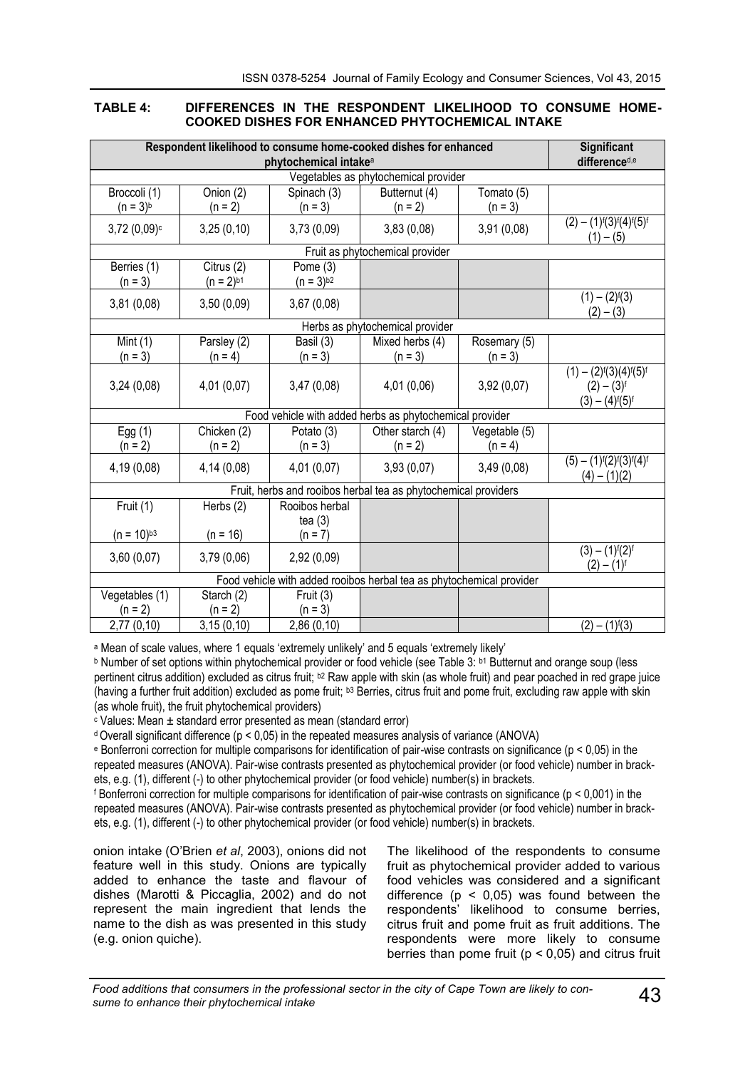**TABLE 4: DIFFERENCES IN THE RESPONDENT LIKELIHOOD TO CONSUME HOME-COOKED DISHES FOR ENHANCED PHYTOCHEMICAL INTAKE**

| Respondent likelihood to consume home-cooked dishes for enhanced phytochemical intake[a] | | | | | Significant difference[d,e] |
|---|---|---|---|---|---|
| Vegetables as phytochemical provider | | | | | |
| Broccoli (1) (n = 3)[b] | Onion (2) (n = 2) | Spinach (3) (n = 3) | Butternut (4) (n = 2) | Tomato (5) (n = 3) | |
| 3,72 (0,09)[c] | 3,25 (0,10) | 3,73 (0,09) | 3,83 (0,08) | 3,91 (0,08) | (2) – (1)[f](3)[f](4)[f](5)[f] (1) – (5) |
| Fruit as phytochemical provider | | | | | |
| Berries (1) (n = 3) | Citrus (2) (n = 2)[b1] | Pome (3) (n = 3)[b2] | | | |
| 3,81 (0,08) | 3,50 (0,09) | 3,67 (0,08) | | | (1) – (2)[f](3) (2) – (3) |
| Herbs as phytochemical provider | | | | | |
| Mint (1) (n = 3) | Parsley (2) (n = 4) | Basil (3) (n = 3) | Mixed herbs (4) (n = 3) | Rosemary (5) (n = 3) | |
| 3,24 (0,08) | 4,01 (0,07) | 3,47 (0,08) | 4,01 (0,06) | 3,92 (0,07) | (1) – (2)[f](3)(4)[f](5)[f] (2) – (3)[f] (3) – (4)[f](5)[f] |
| Food vehicle with added herbs as phytochemical provider | | | | | |
| Egg (1) (n = 2) | Chicken (2) (n = 2) | Potato (3) (n = 3) | Other starch (4) (n = 2) | Vegetable (5) (n = 4) | |
| 4,19 (0,08) | 4,14 (0,08) | 4,01 (0,07) | 3,93 (0,07) | 3,49 (0,08) | (5) – (1)[f](2)[f](3)[f](4)[f] (4) – (1)(2) |
| Fruit, herbs and rooibos herbal tea as phytochemical providers | | | | | |
| Fruit (1) (n = 10)[b3] | Herbs (2) (n = 16) | Rooibos herbal tea (3) (n = 7) | | | |
| 3,60 (0,07) | 3,79 (0,06) | 2,92 (0,09) | | | (3) – (1)[f](2)[f] (2) – (1)[f] |
| Food vehicle with added rooibos herbal tea as phytochemical provider | | | | | |
| Vegetables (1) (n = 2) | Starch (2) (n = 2) | Fruit (3) (n = 3) | | | |
| 2,77 (0,10) | 3,15 (0,10) | 2,86 (0,10) | | | (2) – (1)[f](3) |

[a] Mean of scale values, where 1 equals 'extremely unlikely' and 5 equals 'extremely likely'

[b] Number of set options within phytochemical provider or food vehicle (see Table 3: [b1] Butternut and orange soup (less pertinent citrus addition) excluded as citrus fruit; [b2] Raw apple with skin (as whole fruit) and pear poached in red grape juice (having a further fruit addition) excluded as pome fruit; [b3] Berries, citrus fruit and pome fruit, excluding raw apple with skin (as whole fruit), the fruit phytochemical providers)

[c] Values: Mean ± standard error presented as mean (standard error)

[d] Overall significant difference ($p < 0,05$) in the repeated measures analysis of variance (ANOVA)

[e] Bonferroni correction for multiple comparisons for identification of pair-wise contrasts on significance ($p < 0,05$) in the repeated measures (ANOVA). Pair-wise contrasts presented as phytochemical provider (or food vehicle) number in brackets, e.g. (1), different (-) to other phytochemical provider (or food vehicle) number(s) in brackets.

[f] Bonferroni correction for multiple comparisons for identification of pair-wise contrasts on significance ($p < 0,001$) in the repeated measures (ANOVA). Pair-wise contrasts presented as phytochemical provider (or food vehicle) number in brackets, e.g. (1), different (-) to other phytochemical provider (or food vehicle) number(s) in brackets.

onion intake (O'Brien *et al*, 2003), onions did not feature well in this study. Onions are typically added to enhance the taste and flavour of dishes (Marotti & Piccaglia, 2002) and do not represent the main ingredient that lends the name to the dish as was presented in this study (e.g. onion quiche).

The likelihood of the respondents to consume fruit as phytochemical provider added to various food vehicles was considered and a significant difference ($p < 0,05$) was found between the respondents' likelihood to consume berries, citrus fruit and pome fruit as fruit additions. The respondents were more likely to consume berries than pome fruit ($p < 0,05$) and citrus fruit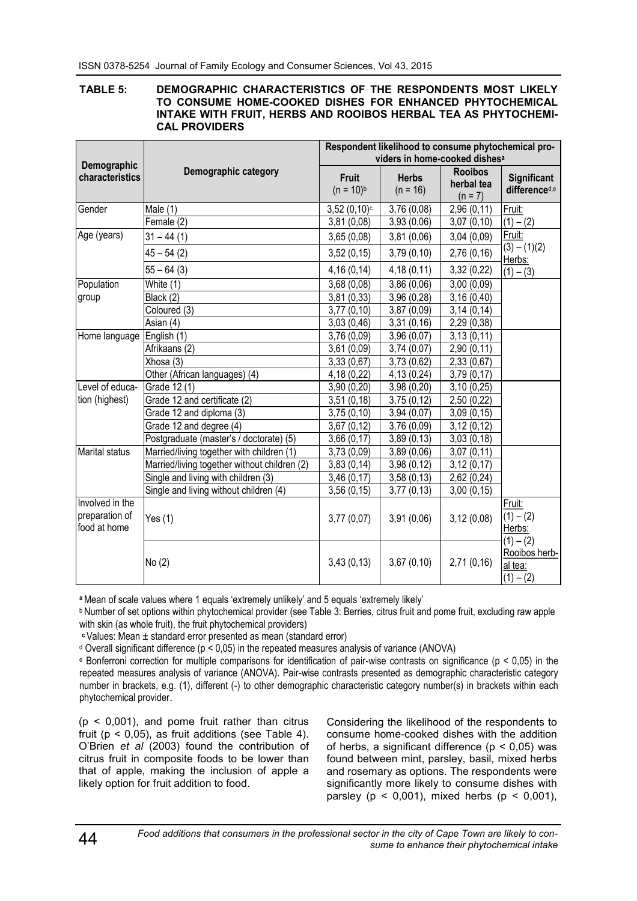**TABLE 5: DEMOGRAPHIC CHARACTERISTICS OF THE RESPONDENTS MOST LIKELY TO CONSUME HOME-COOKED DISHES FOR ENHANCED PHYTOCHEMICAL INTAKE WITH FRUIT, HERBS AND ROOIBOS HERBAL TEA AS PHYTOCHEMICAL PROVIDERS**

| Demographic characteristics | Demographic category | Respondent likelihood to consume phytochemical providers in home-cooked dishes[a] | | | |
|---|---|---|---|---|---|
| | | Fruit (n = 10)[b] | Herbs (n = 16) | Rooibos herbal tea (n = 7) | Significant difference[d,e] |
| Gender | Male (1) | 3,52 (0,10)[c] | 3,76 (0,08) | 2,96 (0,11) | Fruit: (1) – (2) |
| | Female (2) | 3,81 (0,08) | 3,93 (0,06) | 3,07 (0,10) | |
| Age (years) | 31 – 44 (1) | 3,65 (0,08) | 3,81 (0,06) | 3,04 (0,09) | Fruit: (3) – (1)(2) Herbs: (1) – (3) |
| | 45 – 54 (2) | 3,52 (0,15) | 3,79 (0,10) | 2,76 (0,16) | |
| | 55 – 64 (3) | 4,16 (0,14) | 4,18 (0,11) | 3,32 (0,22) | |
| Population group | White (1) | 3,68 (0,08) | 3,86 (0,06) | 3,00 (0,09) | |
| | Black (2) | 3,81 (0,33) | 3,96 (0,28) | 3,16 (0,40) | |
| | Coloured (3) | 3,77 (0,10) | 3,87 (0,09) | 3,14 (0,14) | |
| | Asian (4) | 3,03 (0,46) | 3,31 (0,16) | 2,29 (0,38) | |
| Home language | English (1) | 3,76 (0,09) | 3,96 (0,07) | 3,13 (0,11) | |
| | Afrikaans (2) | 3,61 (0,09) | 3,74 (0,07) | 2,90 (0,11) | |
| | Xhosa (3) | 3,33 (0,67) | 3,73 (0,62) | 2,33 (0,67) | |
| | Other (African languages) (4) | 4,18 (0,22) | 4,13 (0,24) | 3,79 (0,17) | |
| Level of education (highest) | Grade 12 (1) | 3,90 (0,20) | 3,98 (0,20) | 3,10 (0,25) | |
| | Grade 12 and certificate (2) | 3,51 (0,18) | 3,75 (0,12) | 2,50 (0,22) | |
| | Grade 12 and diploma (3) | 3,75 (0,10) | 3,94 (0,07) | 3,09 (0,15) | |
| | Grade 12 and degree (4) | 3,67 (0,12) | 3,76 (0,09) | 3,12 (0,12) | |
| | Postgraduate (master's / doctorate) (5) | 3,66 (0,17) | 3,89 (0,13) | 3,03 (0,18) | |
| Marital status | Married/living together with children (1) | 3,73 (0,09) | 3,89 (0,06) | 3,07 (0,11) | |
| | Married/living together without children (2) | 3,83 (0,14) | 3,98 (0,12) | 3,12 (0,17) | |
| | Single and living with children (3) | 3,46 (0,17) | 3,58 (0,13) | 2,62 (0,24) | |
| | Single and living without children (4) | 3,56 (0,15) | 3,77 (0,13) | 3,00 (0,15) | |
| Involved in the preparation of food at home | Yes (1) | 3,77 (0,07) | 3,91 (0,06) | 3,12 (0,08) | Fruit: (1) – (2) Herbs: (1) – (2) Rooibos herbal tea: (1) – (2) |
| | No (2) | 3,43 (0,13) | 3,67 (0,10) | 2,71 (0,16) | |

[a] Mean of scale values where 1 equals 'extremely unlikely' and 5 equals 'extremely likely'

[b] Number of set options within phytochemical provider (see Table 3: Berries, citrus fruit and pome fruit, excluding raw apple with skin (as whole fruit), the fruit phytochemical providers)

[c] Values: Mean ± standard error presented as mean (standard error)

[d] Overall significant difference (p < 0,05) in the repeated measures analysis of variance (ANOVA)

[e] Bonferroni correction for multiple comparisons for identification of pair-wise contrasts on significance (p < 0,05) in the repeated measures analysis of variance (ANOVA). Pair-wise contrasts presented as demographic characteristic category number in brackets, e.g. (1), different (-) to other demographic characteristic category number(s) in brackets within each phytochemical provider.

($p < 0{,}001$), and pome fruit rather than citrus fruit ($p < 0{,}05$), as fruit additions (see Table 4). O'Brien *et al* (2003) found the contribution of citrus fruit in composite foods to be lower than that of apple, making the inclusion of apple a likely option for fruit addition to food.

Considering the likelihood of the respondents to consume home-cooked dishes with the addition of herbs, a significant difference ($p < 0{,}05$) was found between mint, parsley, basil, mixed herbs and rosemary as options. The respondents were significantly more likely to consume dishes with parsley ($p < 0{,}001$), mixed herbs ($p < 0{,}001$),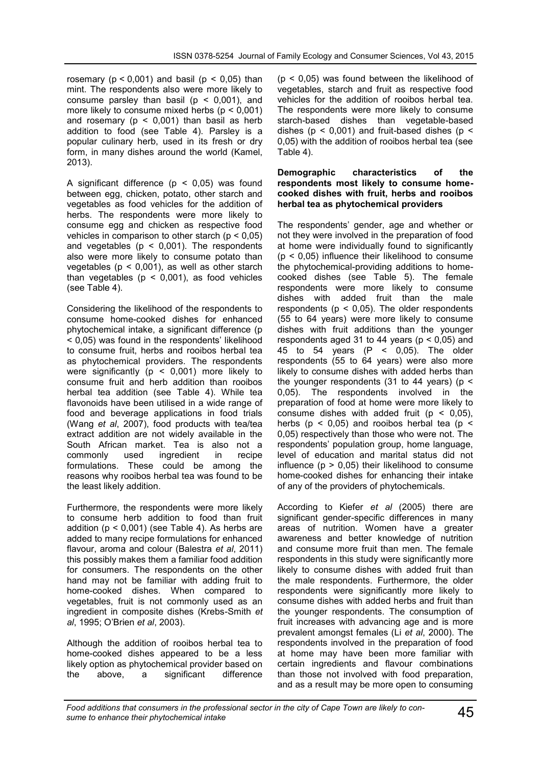rosemary ($p < 0,001$) and basil ($p < 0,05$) than mint. The respondents also were more likely to consume parsley than basil ($p < 0,001$), and more likely to consume mixed herbs ($p < 0,001$) and rosemary ($p < 0,001$) than basil as herb addition to food (see Table 4). Parsley is a popular culinary herb, used in its fresh or dry form, in many dishes around the world (Kamel, 2013).

A significant difference ($p < 0,05$) was found between egg, chicken, potato, other starch and vegetables as food vehicles for the addition of herbs. The respondents were more likely to consume egg and chicken as respective food vehicles in comparison to other starch ($p < 0,05$) and vegetables ($p < 0,001$). The respondents also were more likely to consume potato than vegetables ($p < 0,001$), as well as other starch than vegetables ($p < 0,001$), as food vehicles (see Table 4).

Considering the likelihood of the respondents to consume home-cooked dishes for enhanced phytochemical intake, a significant difference ($p < 0,05$) was found in the respondents' likelihood to consume fruit, herbs and rooibos herbal tea as phytochemical providers. The respondents were significantly ($p < 0,001$) more likely to consume fruit and herb addition than rooibos herbal tea addition (see Table 4). While tea flavonoids have been utilised in a wide range of food and beverage applications in food trials (Wang *et al*, 2007), food products with tea/tea extract addition are not widely available in the South African market. Tea is also not a commonly used ingredient in recipe formulations. These could be among the reasons why rooibos herbal tea was found to be the least likely addition.

Furthermore, the respondents were more likely to consume herb addition to food than fruit addition ($p < 0,001$) (see Table 4). As herbs are added to many recipe formulations for enhanced flavour, aroma and colour (Balestra *et al*, 2011) this possibly makes them a familiar food addition for consumers. The respondents on the other hand may not be familiar with adding fruit to home-cooked dishes. When compared to vegetables, fruit is not commonly used as an ingredient in composite dishes (Krebs-Smith *et al*, 1995; O'Brien *et al*, 2003).

Although the addition of rooibos herbal tea to home-cooked dishes appeared to be a less likely option as phytochemical provider based on the above, a significant difference ($p < 0,05$) was found between the likelihood of vegetables, starch and fruit as respective food vehicles for the addition of rooibos herbal tea. The respondents were more likely to consume starch-based dishes than vegetable-based dishes ($p < 0,001$) and fruit-based dishes ($p < 0,05$) with the addition of rooibos herbal tea (see Table 4).

**Demographic characteristics of the respondents most likely to consume home-cooked dishes with fruit, herbs and rooibos herbal tea as phytochemical providers**

The respondents' gender, age and whether or not they were involved in the preparation of food at home were individually found to significantly ($p < 0,05$) influence their likelihood to consume the phytochemical-providing additions to home-cooked dishes (see Table 5). The female respondents were more likely to consume dishes with added fruit than the male respondents ($p < 0,05$). The older respondents (55 to 64 years) were more likely to consume dishes with fruit additions than the younger respondents aged 31 to 44 years ($p < 0,05$) and 45 to 54 years ($P < 0,05$). The older respondents (55 to 64 years) were also more likely to consume dishes with added herbs than the younger respondents (31 to 44 years) ($p < 0,05$). The respondents involved in the preparation of food at home were more likely to consume dishes with added fruit ($p < 0,05$), herbs ($p < 0,05$) and rooibos herbal tea ($p < 0,05$) respectively than those who were not. The respondents' population group, home language, level of education and marital status did not influence ($p > 0,05$) their likelihood to consume home-cooked dishes for enhancing their intake of any of the providers of phytochemicals.

According to Kiefer *et al* (2005) there are significant gender-specific differences in many areas of nutrition. Women have a greater awareness and better knowledge of nutrition and consume more fruit than men. The female respondents in this study were significantly more likely to consume dishes with added fruit than the male respondents. Furthermore, the older respondents were significantly more likely to consume dishes with added herbs and fruit than the younger respondents. The consumption of fruit increases with advancing age and is more prevalent amongst females (Li *et al*, 2000). The respondents involved in the preparation of food at home may have been more familiar with certain ingredients and flavour combinations than those not involved with food preparation, and as a result may be more open to consuming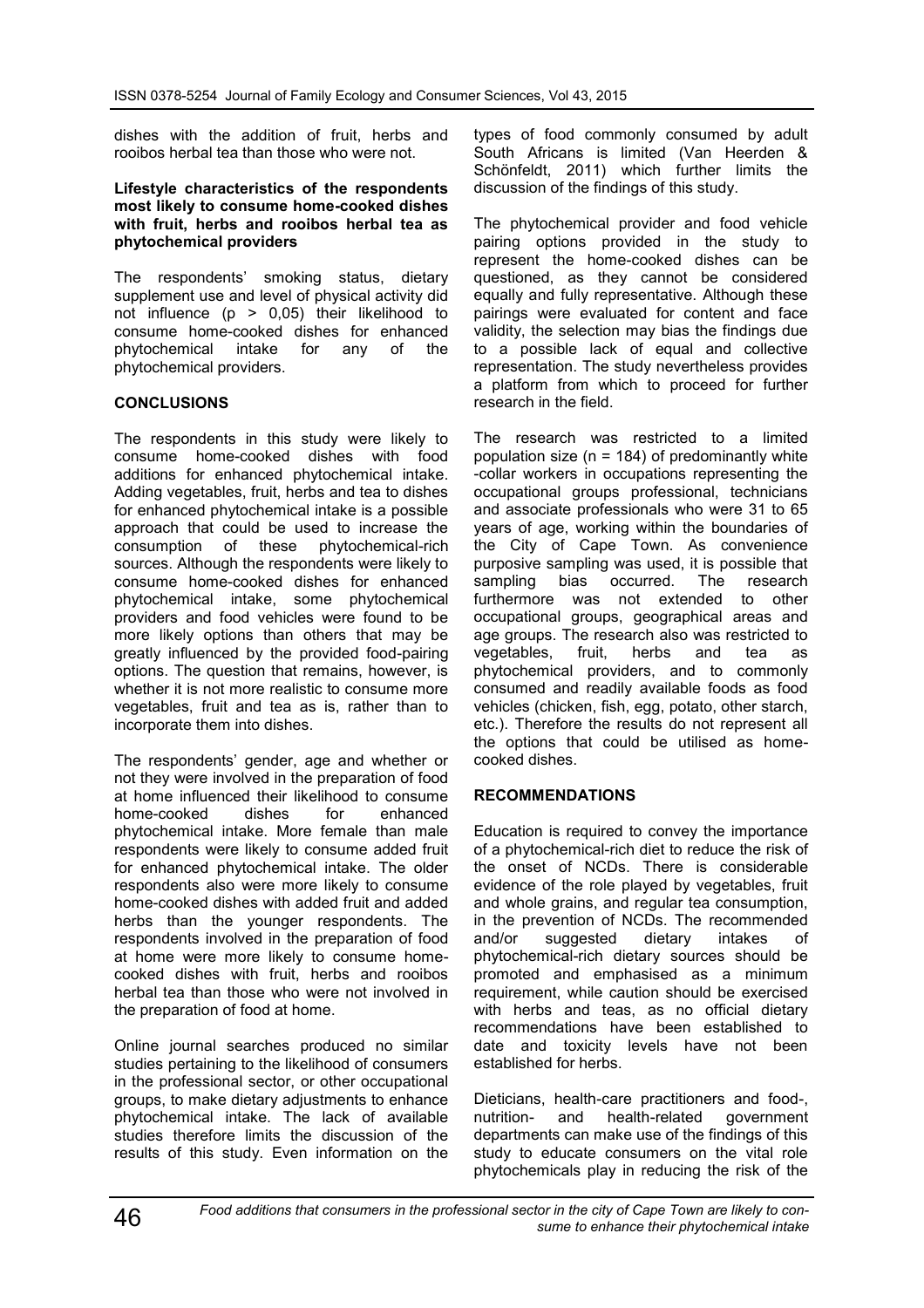dishes with the addition of fruit, herbs and rooibos herbal tea than those who were not.

**Lifestyle characteristics of the respondents most likely to consume home-cooked dishes with fruit, herbs and rooibos herbal tea as phytochemical providers**

The respondents' smoking status, dietary supplement use and level of physical activity did not influence ($p > 0,05$) their likelihood to consume home-cooked dishes for enhanced phytochemical intake for any of the phytochemical providers.

## CONCLUSIONS

The respondents in this study were likely to consume home-cooked dishes with food additions for enhanced phytochemical intake. Adding vegetables, fruit, herbs and tea to dishes for enhanced phytochemical intake is a possible approach that could be used to increase the consumption of these phytochemical-rich sources. Although the respondents were likely to consume home-cooked dishes for enhanced phytochemical intake, some phytochemical providers and food vehicles were found to be more likely options than others that may be greatly influenced by the provided food-pairing options. The question that remains, however, is whether it is not more realistic to consume more vegetables, fruit and tea as is, rather than to incorporate them into dishes.

The respondents' gender, age and whether or not they were involved in the preparation of food at home influenced their likelihood to consume home-cooked dishes for enhanced phytochemical intake. More female than male respondents were likely to consume added fruit for enhanced phytochemical intake. The older respondents also were more likely to consume home-cooked dishes with added fruit and added herbs than the younger respondents. The respondents involved in the preparation of food at home were more likely to consume home-cooked dishes with fruit, herbs and rooibos herbal tea than those who were not involved in the preparation of food at home.

Online journal searches produced no similar studies pertaining to the likelihood of consumers in the professional sector, or other occupational groups, to make dietary adjustments to enhance phytochemical intake. The lack of available studies therefore limits the discussion of the results of this study. Even information on the types of food commonly consumed by adult South Africans is limited (Van Heerden & Schönfeldt, 2011) which further limits the discussion of the findings of this study.

The phytochemical provider and food vehicle pairing options provided in the study to represent the home-cooked dishes can be questioned, as they cannot be considered equally and fully representative. Although these pairings were evaluated for content and face validity, the selection may bias the findings due to a possible lack of equal and collective representation. The study nevertheless provides a platform from which to proceed for further research in the field.

The research was restricted to a limited population size ($n = 184$) of predominantly white-collar workers in occupations representing the occupational groups professional, technicians and associate professionals who were 31 to 65 years of age, working within the boundaries of the City of Cape Town. As convenience purposive sampling was used, it is possible that sampling bias occurred. The research furthermore was not extended to other occupational groups, geographical areas and age groups. The research also was restricted to vegetables, fruit, herbs and tea as phytochemical providers, and to commonly consumed and readily available foods as food vehicles (chicken, fish, egg, potato, other starch, etc.). Therefore the results do not represent all the options that could be utilised as home-cooked dishes.

## RECOMMENDATIONS

Education is required to convey the importance of a phytochemical-rich diet to reduce the risk of the onset of NCDs. There is considerable evidence of the role played by vegetables, fruit and whole grains, and regular tea consumption, in the prevention of NCDs. The recommended and/or suggested dietary intakes of phytochemical-rich dietary sources should be promoted and emphasised as a minimum requirement, while caution should be exercised with herbs and teas, as no official dietary recommendations have been established to date and toxicity levels have not been established for herbs.

Dieticians, health-care practitioners and food-, nutrition- and health-related government departments can make use of the findings of this study to educate consumers on the vital role phytochemicals play in reducing the risk of the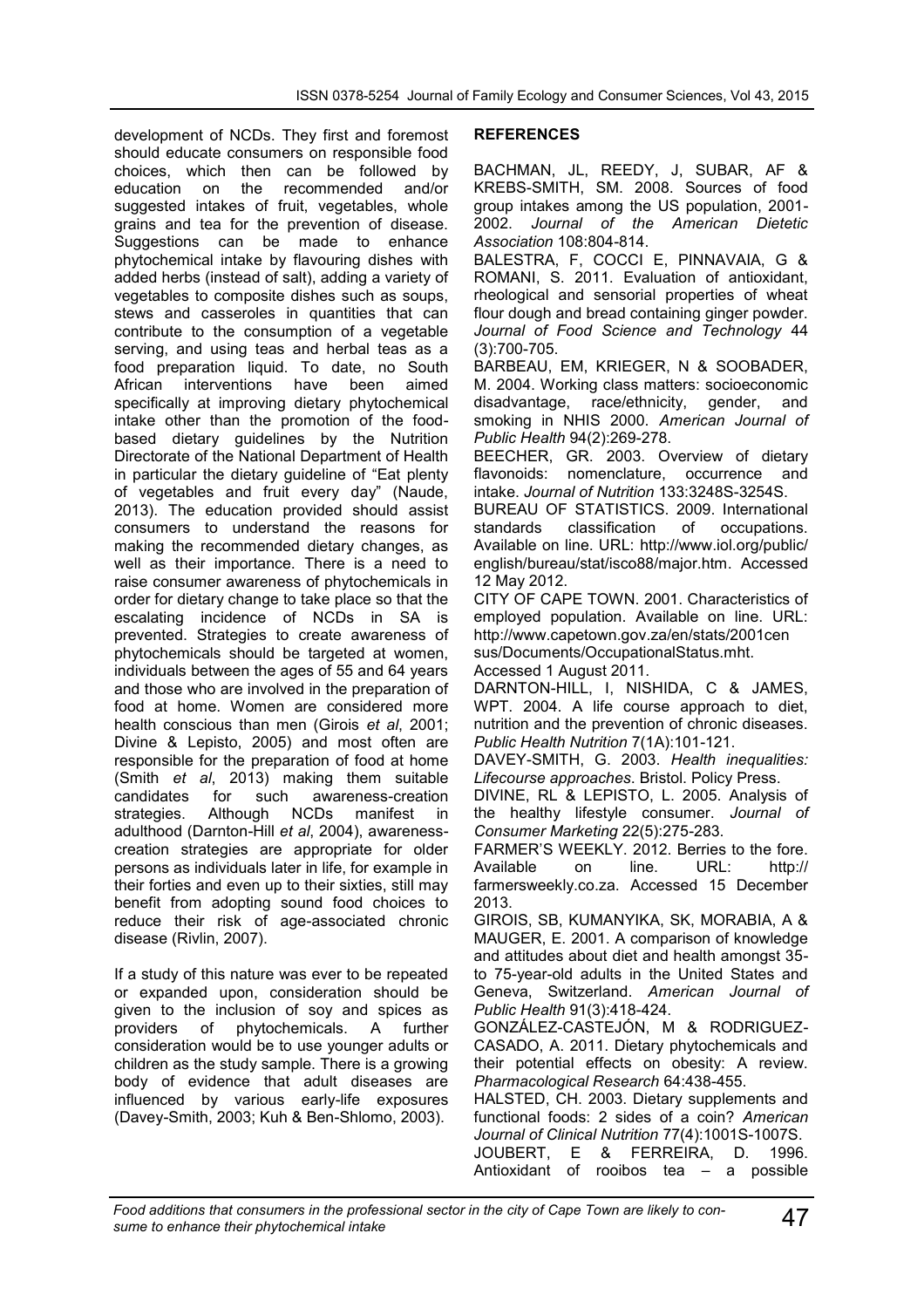development of NCDs. They first and foremost should educate consumers on responsible food choices, which then can be followed by education on the recommended and/or suggested intakes of fruit, vegetables, whole grains and tea for the prevention of disease. Suggestions can be made to enhance phytochemical intake by flavouring dishes with added herbs (instead of salt), adding a variety of vegetables to composite dishes such as soups, stews and casseroles in quantities that can contribute to the consumption of a vegetable serving, and using teas and herbal teas as a food preparation liquid. To date, no South African interventions have been aimed specifically at improving dietary phytochemical intake other than the promotion of the food-based dietary guidelines by the Nutrition Directorate of the National Department of Health in particular the dietary guideline of "Eat plenty of vegetables and fruit every day" (Naude, 2013). The education provided should assist consumers to understand the reasons for making the recommended dietary changes, as well as their importance. There is a need to raise consumer awareness of phytochemicals in order for dietary change to take place so that the escalating incidence of NCDs in SA is prevented. Strategies to create awareness of phytochemicals should be targeted at women, individuals between the ages of 55 and 64 years and those who are involved in the preparation of food at home. Women are considered more health conscious than men (Girois *et al*, 2001; Divine & Lepisto, 2005) and most often are responsible for the preparation of food at home (Smith *et al*, 2013) making them suitable candidates for such awareness-creation strategies. Although NCDs manifest in adulthood (Darnton-Hill *et al*, 2004), awareness-creation strategies are appropriate for older persons as individuals later in life, for example in their forties and even up to their sixties, still may benefit from adopting sound food choices to reduce their risk of age-associated chronic disease (Rivlin, 2007).

If a study of this nature was ever to be repeated or expanded upon, consideration should be given to the inclusion of soy and spices as providers of phytochemicals. A further consideration would be to use younger adults or children as the study sample. There is a growing body of evidence that adult diseases are influenced by various early-life exposures (Davey-Smith, 2003; Kuh & Ben-Shlomo, 2003).

## REFERENCES

BACHMAN, JL, REEDY, J, SUBAR, AF & KREBS-SMITH, SM. 2008. Sources of food group intakes among the US population, 2001-2002. *Journal of the American Dietetic Association* 108:804-814.

BALESTRA, F, COCCI E, PINNAVAIA, G & ROMANI, S. 2011. Evaluation of antioxidant, rheological and sensorial properties of wheat flour dough and bread containing ginger powder. *Journal of Food Science and Technology* 44 (3):700-705.

BARBEAU, EM, KRIEGER, N & SOOBADER, M. 2004. Working class matters: socioeconomic disadvantage, race/ethnicity, gender, and smoking in NHIS 2000. *American Journal of Public Health* 94(2):269-278.

BEECHER, GR. 2003. Overview of dietary flavonoids: nomenclature, occurrence and intake. *Journal of Nutrition* 133:3248S-3254S.

BUREAU OF STATISTICS. 2009. International standards classification of occupations. Available on line. URL: http://www.iol.org/public/english/bureau/stat/isco88/major.htm. Accessed 12 May 2012.

CITY OF CAPE TOWN. 2001. Characteristics of employed population. Available on line. URL: http://www.capetown.gov.za/en/stats/2001census/Documents/OccupationalStatus.mht. Accessed 1 August 2011.

DARNTON-HILL, I, NISHIDA, C & JAMES, WPT. 2004. A life course approach to diet, nutrition and the prevention of chronic diseases. *Public Health Nutrition* 7(1A):101-121.

DAVEY-SMITH, G. 2003. *Health inequalities: Lifecourse approaches*. Bristol. Policy Press.

DIVINE, RL & LEPISTO, L. 2005. Analysis of the healthy lifestyle consumer. *Journal of Consumer Marketing* 22(5):275-283.

FARMER'S WEEKLY. 2012. Berries to the fore. Available on line. URL: http://farmersweekly.co.za. Accessed 15 December 2013.

GIROIS, SB, KUMANYIKA, SK, MORABIA, A & MAUGER, E. 2001. A comparison of knowledge and attitudes about diet and health amongst 35- to 75-year-old adults in the United States and Geneva, Switzerland. *American Journal of Public Health* 91(3):418-424.

GONZÁLEZ-CASTEJÓN, M & RODRIGUEZ-CASADO, A. 2011. Dietary phytochemicals and their potential effects on obesity: A review. *Pharmacological Research* 64:438-455.

HALSTED, CH. 2003. Dietary supplements and functional foods: 2 sides of a coin? *American Journal of Clinical Nutrition* 77(4):1001S-1007S.

JOUBERT, E & FERREIRA, D. 1996. Antioxidant of rooibos tea – a possible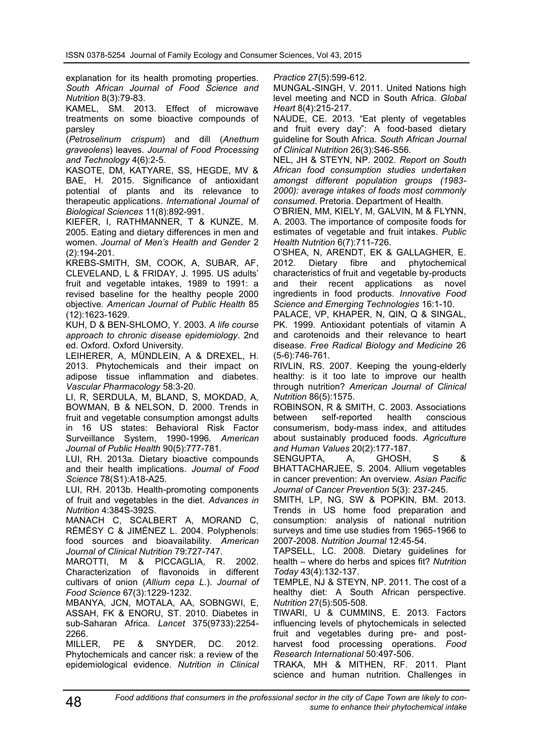explanation for its health promoting properties. *South African Journal of Food Science and Nutrition* 8(3):79-83.

KAMEL, SM. 2013. Effect of microwave treatments on some bioactive compounds of parsley (*Petroselinum crispum*) and dill (*Anethum graveolens*) leaves. *Journal of Food Processing and Technology* 4(6):2-5.

KASOTE, DM, KATYARE, SS, HEGDE, MV & BAE, H. 2015. Significance of antioxidant potential of plants and its relevance to therapeutic applications. *International Journal of Biological Sciences* 11(8):892-991.

KIEFER, I, RATHMANNER, T & KUNZE, M. 2005. Eating and dietary differences in men and women. *Journal of Men's Health and Gender* 2 (2):194-201.

KREBS-SMITH, SM, COOK, A, SUBAR, AF, CLEVELAND, L & FRIDAY, J. 1995. US adults' fruit and vegetable intakes, 1989 to 1991: a revised baseline for the healthy people 2000 objective. *American Journal of Public Health* 85 (12):1623-1629.

KUH, D & BEN-SHLOMO, Y. 2003. *A life course approach to chronic disease epidemiology*. 2nd ed. Oxford. Oxford University.

LEIHERER, A, MÜNDLEIN, A & DREXEL, H. 2013. Phytochemicals and their impact on adipose tissue inflammation and diabetes. *Vascular Pharmacology* 58:3-20.

LI, R, SERDULA, M, BLAND, S, MOKDAD, A, BOWMAN, B & NELSON, D. 2000. Trends in fruit and vegetable consumption amongst adults in 16 US states: Behavioral Risk Factor Surveillance System, 1990-1996. *American Journal of Public Health* 90(5):777-781.

LUI, RH. 2013a. Dietary bioactive compounds and their health implications. *Journal of Food Science* 78(S1):A18-A25.

LUI, RH. 2013b. Health-promoting components of fruit and vegetables in the diet. *Advances in Nutrition* 4:384S-392S.

MANACH C, SCALBERT A, MORAND C, RÉMÉSY C & JIMÉNEZ L. 2004. Polyphenols: food sources and bioavailability. *American Journal of Clinical Nutrition* 79:727-747.

MAROTTI, M & PICCAGLIA, R. 2002. Characterization of flavonoids in different cultivars of onion (*Allium cepa L.*). *Journal of Food Science* 67(3):1229-1232.

MBANYA, JCN, MOTALA, AA, SOBNGWI, E, ASSAH, FK & ENORU, ST. 2010. Diabetes in sub-Saharan Africa. *Lancet* 375(9733):2254-2266.

MILLER, PE & SNYDER, DC. 2012. Phytochemicals and cancer risk: a review of the epidemiological evidence. *Nutrition in Clinical Practice* 27(5):599-612.

MUNGAL-SINGH, V. 2011. United Nations high level meeting and NCD in South Africa. *Global Heart* 8(4):215-217.

NAUDE, CE. 2013. "Eat plenty of vegetables and fruit every day": A food-based dietary guideline for South Africa. *South African Journal of Clinical Nutrition* 26(3):S46-S56.

NEL, JH & STEYN, NP. 2002. *Report on South African food consumption studies undertaken amongst different population groups (1983-2000): average intakes of foods most commonly consumed*. Pretoria. Department of Health.

O'BRIEN, MM, KIELY, M, GALVIN, M & FLYNN, A. 2003. The importance of composite foods for estimates of vegetable and fruit intakes. *Public Health Nutrition* 6(7):711-726.

O'SHEA, N, ARENDT, EK & GALLAGHER, E. 2012. Dietary fibre and phytochemical characteristics of fruit and vegetable by-products and their recent applications as novel ingredients in food products. *Innovative Food Science and Emerging Technologies* 16:1-10.

PALACE, VP, KHAPER, N, QIN, Q & SINGAL, PK. 1999. Antioxidant potentials of vitamin A and carotenoids and their relevance to heart disease. *Free Radical Biology and Medicine* 26 (5-6):746-761.

RIVLIN, RS. 2007. Keeping the young-elderly healthy: is it too late to improve our health through nutrition? *American Journal of Clinical Nutrition* 86(5):1575.

ROBINSON, R & SMITH, C. 2003. Associations between self-reported health conscious consumerism, body-mass index, and attitudes about sustainably produced foods. *Agriculture and Human Values* 20(2):177-187.

SENGUPTA, A, GHOSH, S & BHATTACHARJEE, S. 2004. Allium vegetables in cancer prevention: An overview. *Asian Pacific Journal of Cancer Prevention* 5(3): 237-245.

SMITH, LP, NG, SW & POPKIN, BM. 2013. Trends in US home food preparation and consumption: analysis of national nutrition surveys and time use studies from 1965-1966 to 2007-2008. *Nutrition Journal* 12:45-54.

TAPSELL, LC. 2008. Dietary guidelines for health – where do herbs and spices fit? *Nutrition Today* 43(4):132-137.

TEMPLE, NJ & STEYN, NP. 2011. The cost of a healthy diet: A South African perspective. *Nutrition* 27(5):505-508.

TIWARI, U & CUMMINS, E. 2013. Factors influencing levels of phytochemicals in selected fruit and vegetables during pre- and post-harvest food processing operations. *Food Research International* 50:497-506.

TRAKA, MH & MITHEN, RF. 2011. Plant science and human nutrition. Challenges in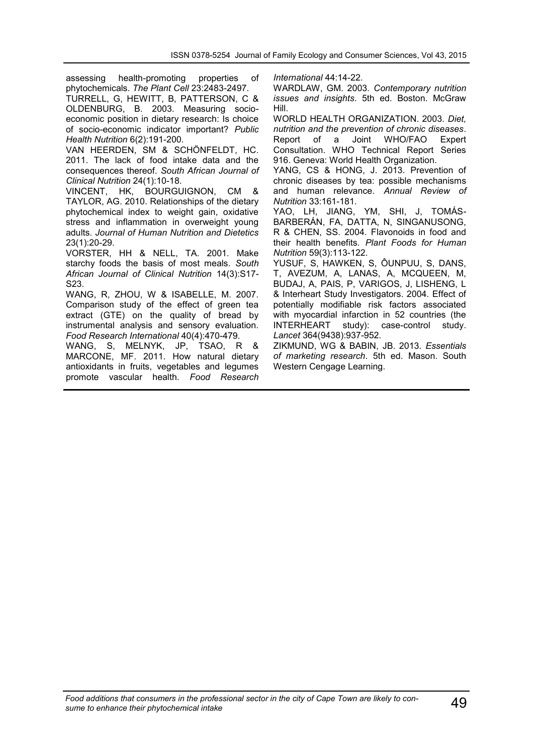assessing health-promoting properties of phytochemicals. *The Plant Cell* 23:2483-2497.

TURRELL, G, HEWITT, B, PATTERSON, C & OLDENBURG, B. 2003. Measuring socio-economic position in dietary research: Is choice of socio-economic indicator important? *Public Health Nutrition* 6(2):191-200.

VAN HEERDEN, SM & SCHÖNFELDT, HC. 2011. The lack of food intake data and the consequences thereof. *South African Journal of Clinical Nutrition* 24(1):10-18.

VINCENT, HK, BOURGUIGNON, CM & TAYLOR, AG. 2010. Relationships of the dietary phytochemical index to weight gain, oxidative stress and inflammation in overweight young adults. *Journal of Human Nutrition and Dietetics* 23(1):20-29.

VORSTER, HH & NELL, TA. 2001. Make starchy foods the basis of most meals. *South African Journal of Clinical Nutrition* 14(3):S17-S23.

WANG, R, ZHOU, W & ISABELLE, M. 2007. Comparison study of the effect of green tea extract (GTE) on the quality of bread by instrumental analysis and sensory evaluation. *Food Research International* 40(4):470-479.

WANG, S, MELNYK, JP, TSAO, R & MARCONE, MF. 2011. How natural dietary antioxidants in fruits, vegetables and legumes promote vascular health. *Food Research International* 44:14-22.

WARDLAW, GM. 2003. *Contemporary nutrition issues and insights*. 5th ed. Boston. McGraw Hill.

WORLD HEALTH ORGANIZATION. 2003. *Diet, nutrition and the prevention of chronic diseases*. Report of a Joint WHO/FAO Expert Consultation. WHO Technical Report Series 916. Geneva: World Health Organization.

YANG, CS & HONG, J. 2013. Prevention of chronic diseases by tea: possible mechanisms and human relevance. *Annual Review of Nutrition* 33:161-181.

YAO, LH, JIANG, YM, SHI, J, TOMÁS-BARBERÁN, FA, DATTA, N, SINGANUSONG, R & CHEN, SS. 2004. Flavonoids in food and their health benefits. *Plant Foods for Human Nutrition* 59(3):113-122.

YUSUF, S, HAWKEN, S, ÔUNPUU, S, DANS, T, AVEZUM, A, LANAS, A, MCQUEEN, M, BUDAJ, A, PAIS, P, VARIGOS, J, LISHENG, L & Interheart Study Investigators. 2004. Effect of potentially modifiable risk factors associated with myocardial infarction in 52 countries (the INTERHEART study): case-control study. *Lancet* 364(9438):937-952.

ZIKMUND, WG & BABIN, JB. 2013. *Essentials of marketing research*. 5th ed. Mason. South Western Cengage Learning.